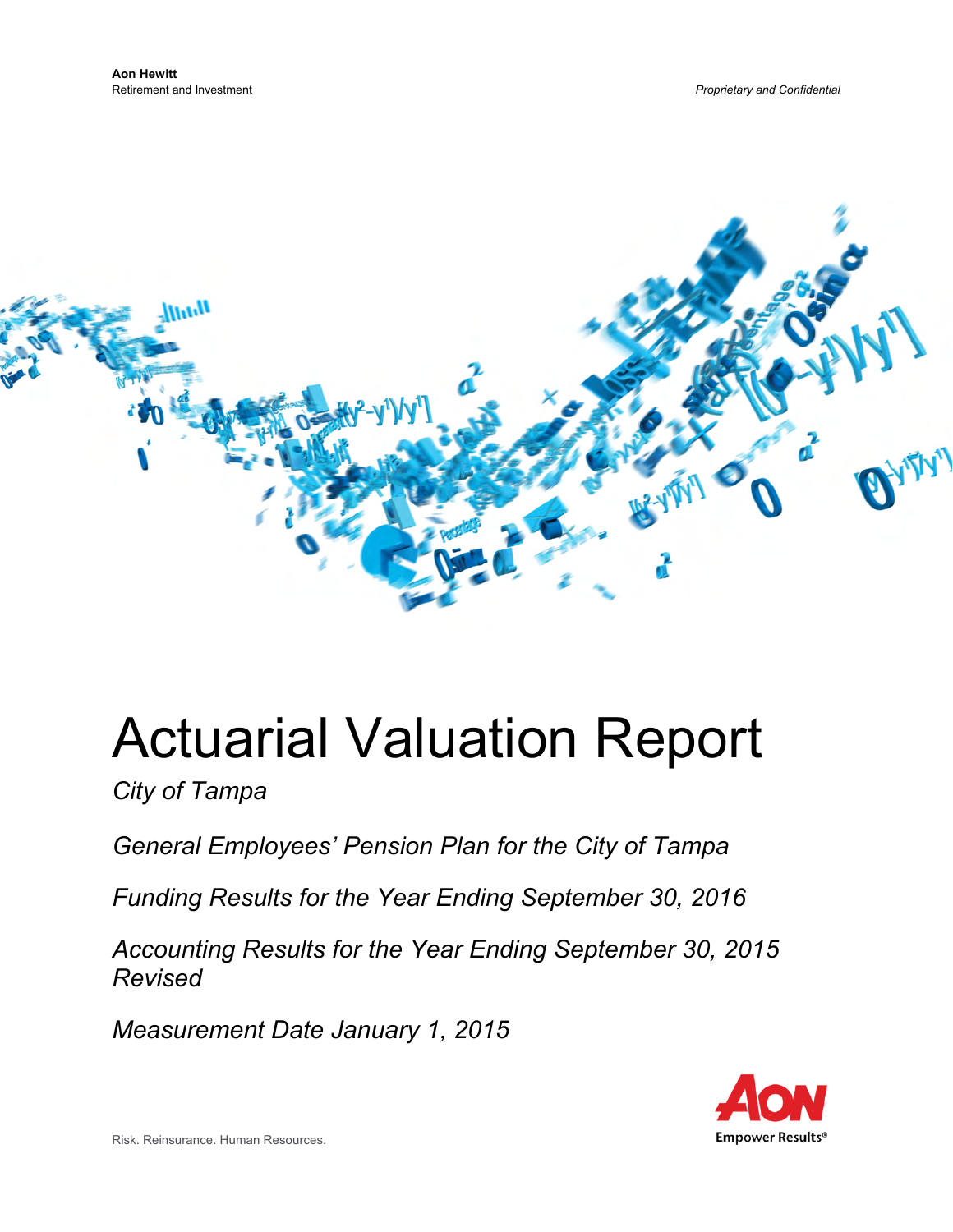**Aon Hewitt**
Retirement and Investment

*Proprietary and Confidential*

# Actuarial Valuation Report

*City of Tampa*

*General Employees' Pension Plan for the City of Tampa*

*Funding Results for the Year Ending September 30, 2016*

*Accounting Results for the Year Ending September 30, 2015 Revised*

*Measurement Date January 1, 2015*

Risk. Reinsurance. Human Resources.

AON
Empower Results®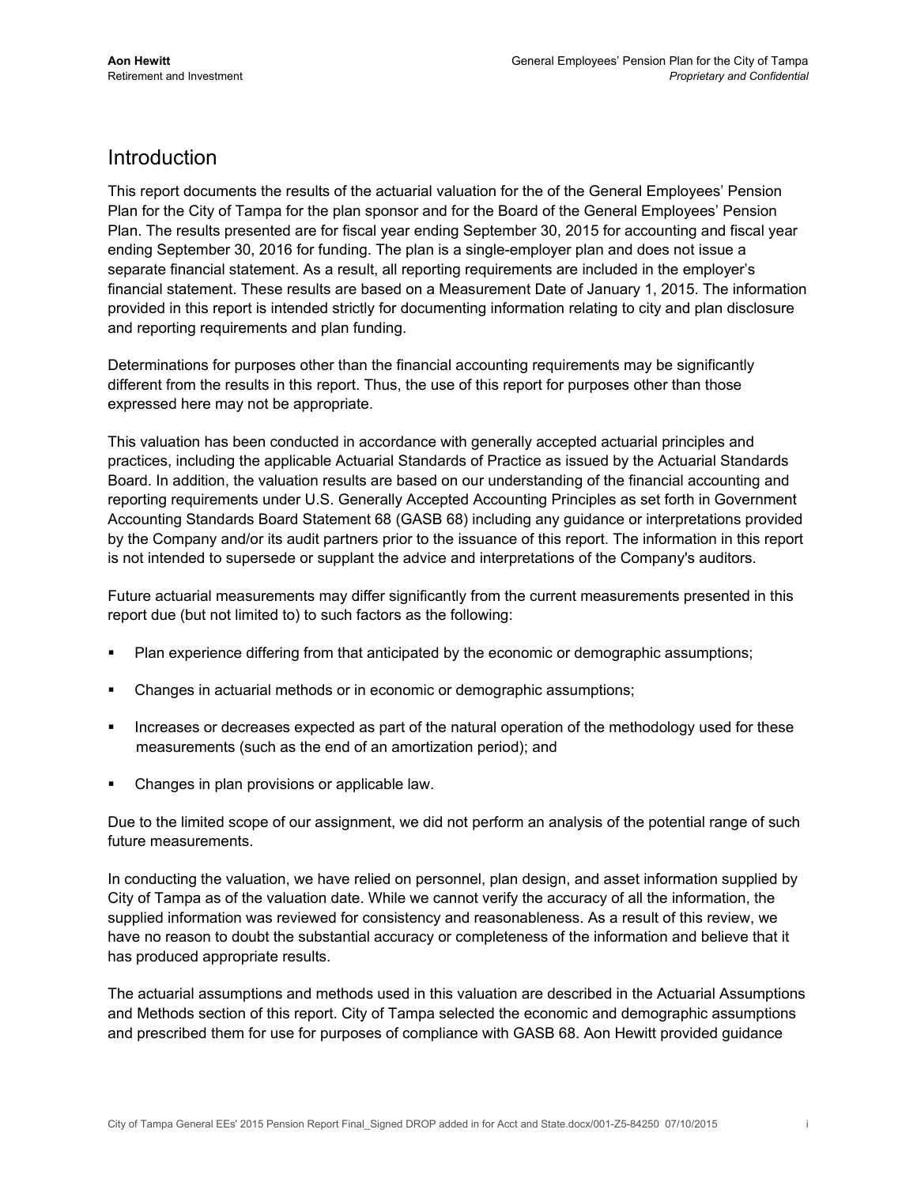# Introduction

This report documents the results of the actuarial valuation for the of the General Employees' Pension Plan for the City of Tampa for the plan sponsor and for the Board of the General Employees' Pension Plan. The results presented are for fiscal year ending September 30, 2015 for accounting and fiscal year ending September 30, 2016 for funding. The plan is a single-employer plan and does not issue a separate financial statement. As a result, all reporting requirements are included in the employer's financial statement. These results are based on a Measurement Date of January 1, 2015. The information provided in this report is intended strictly for documenting information relating to city and plan disclosure and reporting requirements and plan funding.

Determinations for purposes other than the financial accounting requirements may be significantly different from the results in this report. Thus, the use of this report for purposes other than those expressed here may not be appropriate.

This valuation has been conducted in accordance with generally accepted actuarial principles and practices, including the applicable Actuarial Standards of Practice as issued by the Actuarial Standards Board. In addition, the valuation results are based on our understanding of the financial accounting and reporting requirements under U.S. Generally Accepted Accounting Principles as set forth in Government Accounting Standards Board Statement 68 (GASB 68) including any guidance or interpretations provided by the Company and/or its audit partners prior to the issuance of this report. The information in this report is not intended to supersede or supplant the advice and interpretations of the Company's auditors.

Future actuarial measurements may differ significantly from the current measurements presented in this report due (but not limited to) to such factors as the following:

- Plan experience differing from that anticipated by the economic or demographic assumptions;
- Changes in actuarial methods or in economic or demographic assumptions;
- Increases or decreases expected as part of the natural operation of the methodology used for these measurements (such as the end of an amortization period); and
- Changes in plan provisions or applicable law.

Due to the limited scope of our assignment, we did not perform an analysis of the potential range of such future measurements.

In conducting the valuation, we have relied on personnel, plan design, and asset information supplied by City of Tampa as of the valuation date. While we cannot verify the accuracy of all the information, the supplied information was reviewed for consistency and reasonableness. As a result of this review, we have no reason to doubt the substantial accuracy or completeness of the information and believe that it has produced appropriate results.

The actuarial assumptions and methods used in this valuation are described in the Actuarial Assumptions and Methods section of this report. City of Tampa selected the economic and demographic assumptions and prescribed them for use for purposes of compliance with GASB 68. Aon Hewitt provided guidance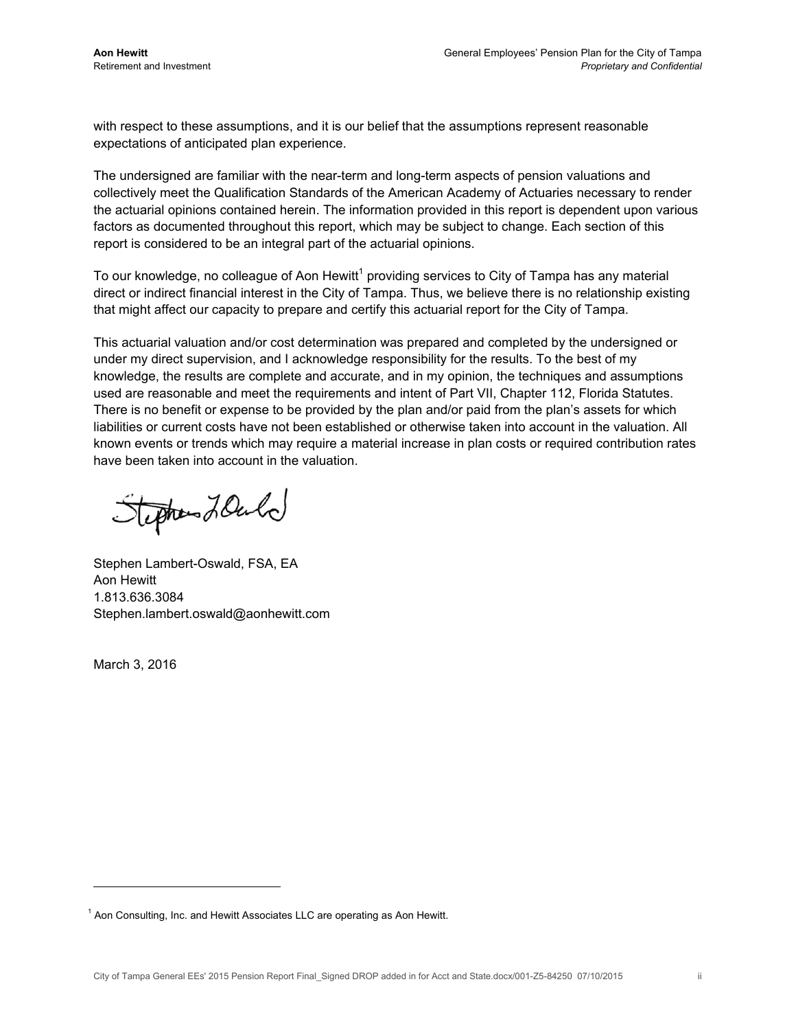with respect to these assumptions, and it is our belief that the assumptions represent reasonable expectations of anticipated plan experience.

The undersigned are familiar with the near-term and long-term aspects of pension valuations and collectively meet the Qualification Standards of the American Academy of Actuaries necessary to render the actuarial opinions contained herein. The information provided in this report is dependent upon various factors as documented throughout this report, which may be subject to change. Each section of this report is considered to be an integral part of the actuarial opinions.

To our knowledge, no colleague of Aon Hewitt[1] providing services to City of Tampa has any material direct or indirect financial interest in the City of Tampa. Thus, we believe there is no relationship existing that might affect our capacity to prepare and certify this actuarial report for the City of Tampa.

This actuarial valuation and/or cost determination was prepared and completed by the undersigned or under my direct supervision, and I acknowledge responsibility for the results. To the best of my knowledge, the results are complete and accurate, and in my opinion, the techniques and assumptions used are reasonable and meet the requirements and intent of Part VII, Chapter 112, Florida Statutes. There is no benefit or expense to be provided by the plan and/or paid from the plan's assets for which liabilities or current costs have not been established or otherwise taken into account in the valuation. All known events or trends which may require a material increase in plan costs or required contribution rates have been taken into account in the valuation.

Stephen Lambert-Oswald, FSA, EA
Aon Hewitt
1.813.636.3084
Stephen.lambert.oswald@aonhewitt.com

March 3, 2016

[1] Aon Consulting, Inc. and Hewitt Associates LLC are operating as Aon Hewitt.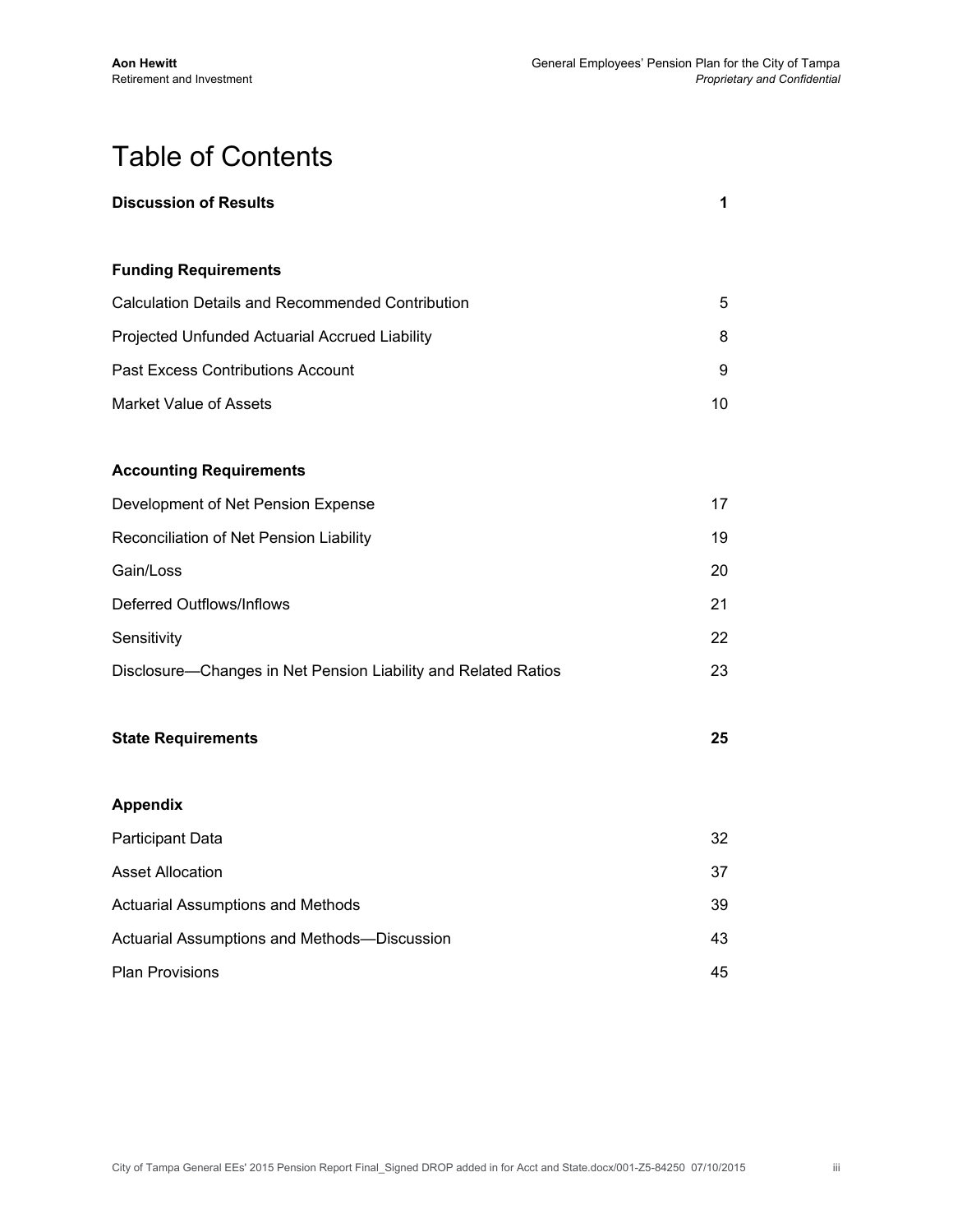# Table of Contents

| | |
|---|---|
| **Discussion of Results** | **1** |
| | |
| **Funding Requirements** | |
| Calculation Details and Recommended Contribution | 5 |
| Projected Unfunded Actuarial Accrued Liability | 8 |
| Past Excess Contributions Account | 9 |
| Market Value of Assets | 10 |
| | |
| **Accounting Requirements** | |
| Development of Net Pension Expense | 17 |
| Reconciliation of Net Pension Liability | 19 |
| Gain/Loss | 20 |
| Deferred Outflows/Inflows | 21 |
| Sensitivity | 22 |
| Disclosure—Changes in Net Pension Liability and Related Ratios | 23 |
| | |
| **State Requirements** | **25** |
| | |
| **Appendix** | |
| Participant Data | 32 |
| Asset Allocation | 37 |
| Actuarial Assumptions and Methods | 39 |
| Actuarial Assumptions and Methods—Discussion | 43 |
| Plan Provisions | 45 |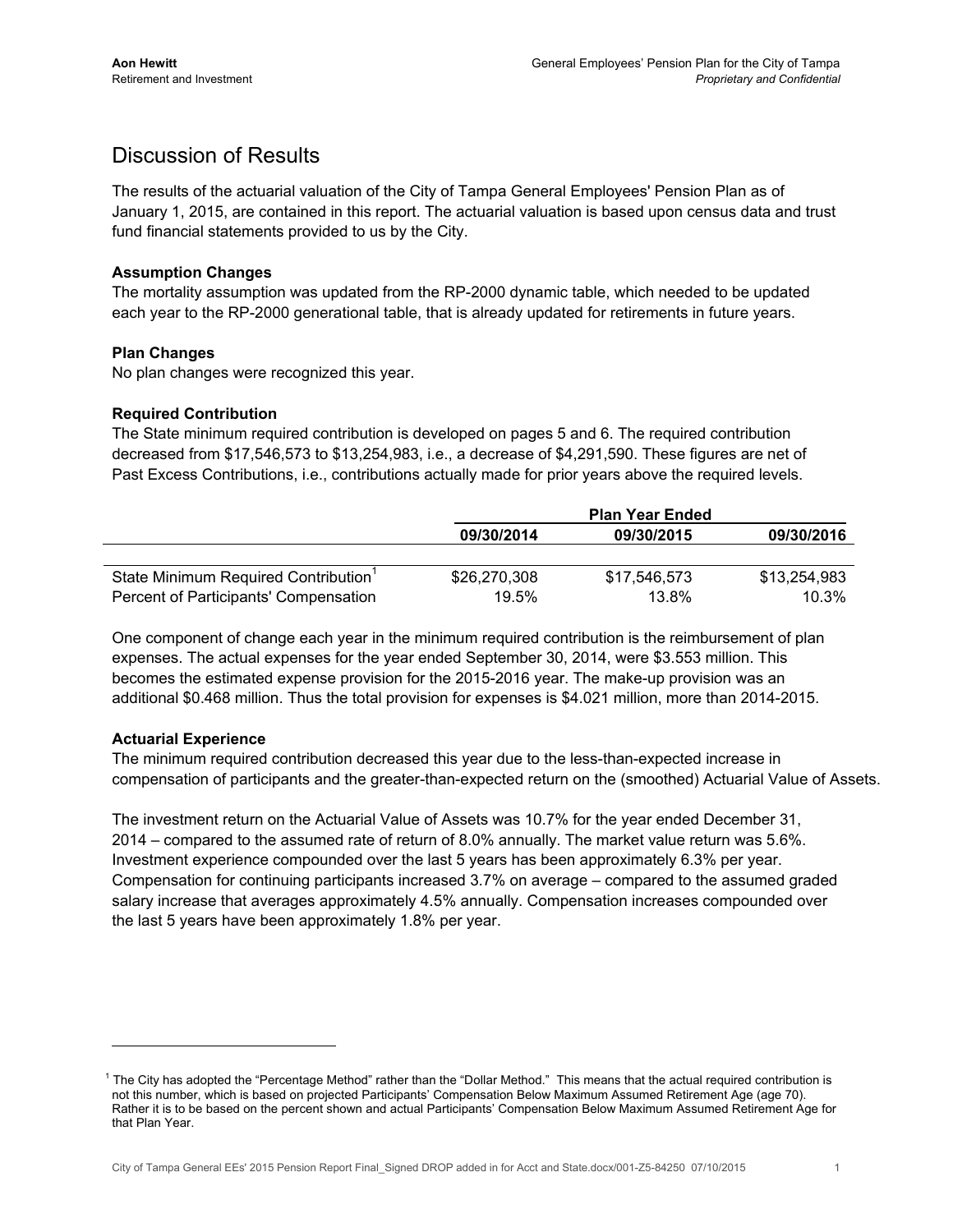# Discussion of Results

The results of the actuarial valuation of the City of Tampa General Employees' Pension Plan as of January 1, 2015, are contained in this report. The actuarial valuation is based upon census data and trust fund financial statements provided to us by the City.

**Assumption Changes**
The mortality assumption was updated from the RP-2000 dynamic table, which needed to be updated each year to the RP-2000 generational table, that is already updated for retirements in future years.

**Plan Changes**
No plan changes were recognized this year.

**Required Contribution**
The State minimum required contribution is developed on pages 5 and 6. The required contribution decreased from $17,546,573 to $13,254,983, i.e., a decrease of $4,291,590. These figures are net of Past Excess Contributions, i.e., contributions actually made for prior years above the required levels.

| | Plan Year Ended | | |
|---|---|---|---|
| | 09/30/2014 | 09/30/2015 | 09/30/2016 |
| State Minimum Required Contribution[1] | $26,270,308 | $17,546,573 | $13,254,983 |
| Percent of Participants' Compensation | 19.5% | 13.8% | 10.3% |

One component of change each year in the minimum required contribution is the reimbursement of plan expenses. The actual expenses for the year ended September 30, 2014, were $3.553 million. This becomes the estimated expense provision for the 2015-2016 year. The make-up provision was an additional $0.468 million. Thus the total provision for expenses is $4.021 million, more than 2014-2015.

**Actuarial Experience**
The minimum required contribution decreased this year due to the less-than-expected increase in compensation of participants and the greater-than-expected return on the (smoothed) Actuarial Value of Assets.

The investment return on the Actuarial Value of Assets was 10.7% for the year ended December 31, 2014 – compared to the assumed rate of return of 8.0% annually. The market value return was 5.6%. Investment experience compounded over the last 5 years has been approximately 6.3% per year. Compensation for continuing participants increased 3.7% on average – compared to the assumed graded salary increase that averages approximately 4.5% annually. Compensation increases compounded over the last 5 years have been approximately 1.8% per year.

---

[1] The City has adopted the "Percentage Method" rather than the "Dollar Method." This means that the actual required contribution is not this number, which is based on projected Participants' Compensation Below Maximum Assumed Retirement Age (age 70). Rather it is to be based on the percent shown and actual Participants' Compensation Below Maximum Assumed Retirement Age for that Plan Year.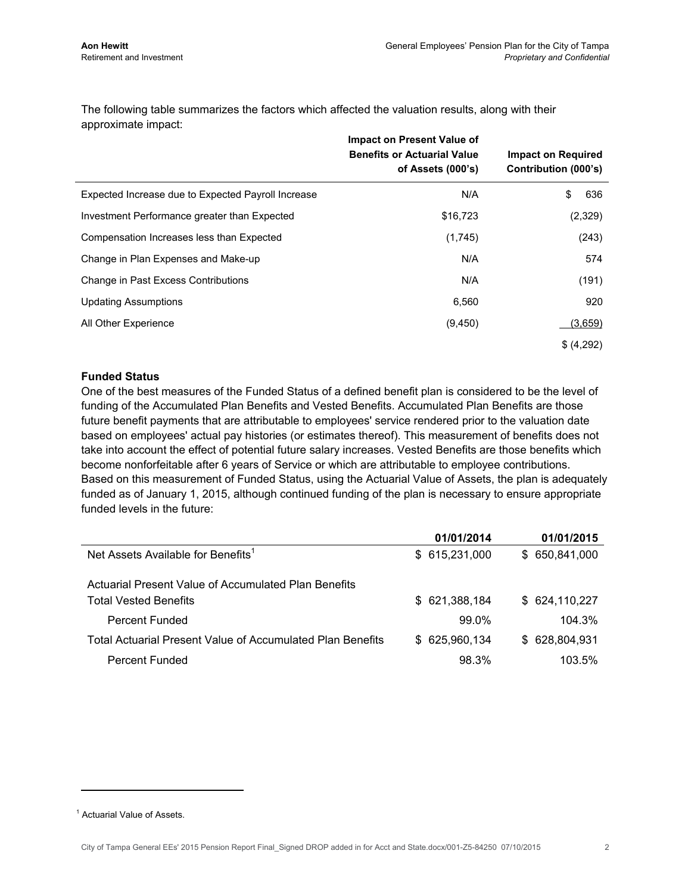The following table summarizes the factors which affected the valuation results, along with their approximate impact:

| | Impact on Present Value of Benefits or Actuarial Value of Assets (000's) | Impact on Required Contribution (000's) |
|---|---|---|
| Expected Increase due to Expected Payroll Increase | N/A | $ 636 |
| Investment Performance greater than Expected | $16,723 | (2,329) |
| Compensation Increases less than Expected | (1,745) | (243) |
| Change in Plan Expenses and Make-up | N/A | 574 |
| Change in Past Excess Contributions | N/A | (191) |
| Updating Assumptions | 6,560 | 920 |
| All Other Experience | (9,450) | (3,659) |
| | | $ (4,292) |

**Funded Status**

One of the best measures of the Funded Status of a defined benefit plan is considered to be the level of funding of the Accumulated Plan Benefits and Vested Benefits. Accumulated Plan Benefits are those future benefit payments that are attributable to employees' service rendered prior to the valuation date based on employees' actual pay histories (or estimates thereof). This measurement of benefits does not take into account the effect of potential future salary increases. Vested Benefits are those benefits which become nonforfeitable after 6 years of Service or which are attributable to employee contributions. Based on this measurement of Funded Status, using the Actuarial Value of Assets, the plan is adequately funded as of January 1, 2015, although continued funding of the plan is necessary to ensure appropriate funded levels in the future:

| | 01/01/2014 | 01/01/2015 |
|---|---|---|
| Net Assets Available for Benefits[1] | $ 615,231,000 | $ 650,841,000 |
| Actuarial Present Value of Accumulated Plan Benefits | | |
| Total Vested Benefits | $ 621,388,184 | $ 624,110,227 |
| Percent Funded | 99.0% | 104.3% |
| Total Actuarial Present Value of Accumulated Plan Benefits | $ 625,960,134 | $ 628,804,931 |
| Percent Funded | 98.3% | 103.5% |

[1] Actuarial Value of Assets.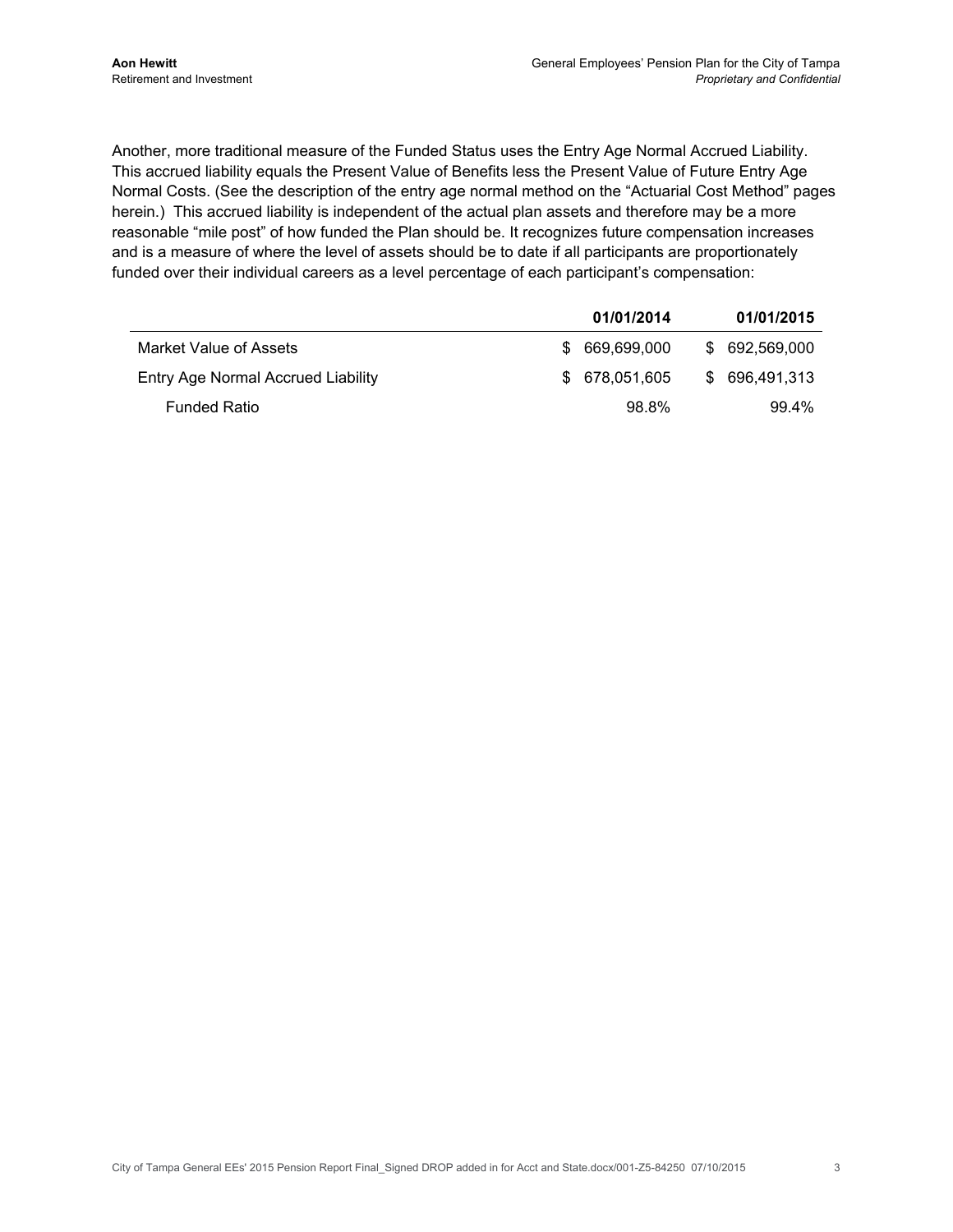Another, more traditional measure of the Funded Status uses the Entry Age Normal Accrued Liability. This accrued liability equals the Present Value of Benefits less the Present Value of Future Entry Age Normal Costs. (See the description of the entry age normal method on the "Actuarial Cost Method" pages herein.) This accrued liability is independent of the actual plan assets and therefore may be a more reasonable "mile post" of how funded the Plan should be. It recognizes future compensation increases and is a measure of where the level of assets should be to date if all participants are proportionately funded over their individual careers as a level percentage of each participant's compensation:

| | 01/01/2014 | 01/01/2015 |
|---|---|---|
| Market Value of Assets | $ 669,699,000 | $ 692,569,000 |
| Entry Age Normal Accrued Liability | $ 678,051,605 | $ 696,491,313 |
| Funded Ratio | 98.8% | 99.4% |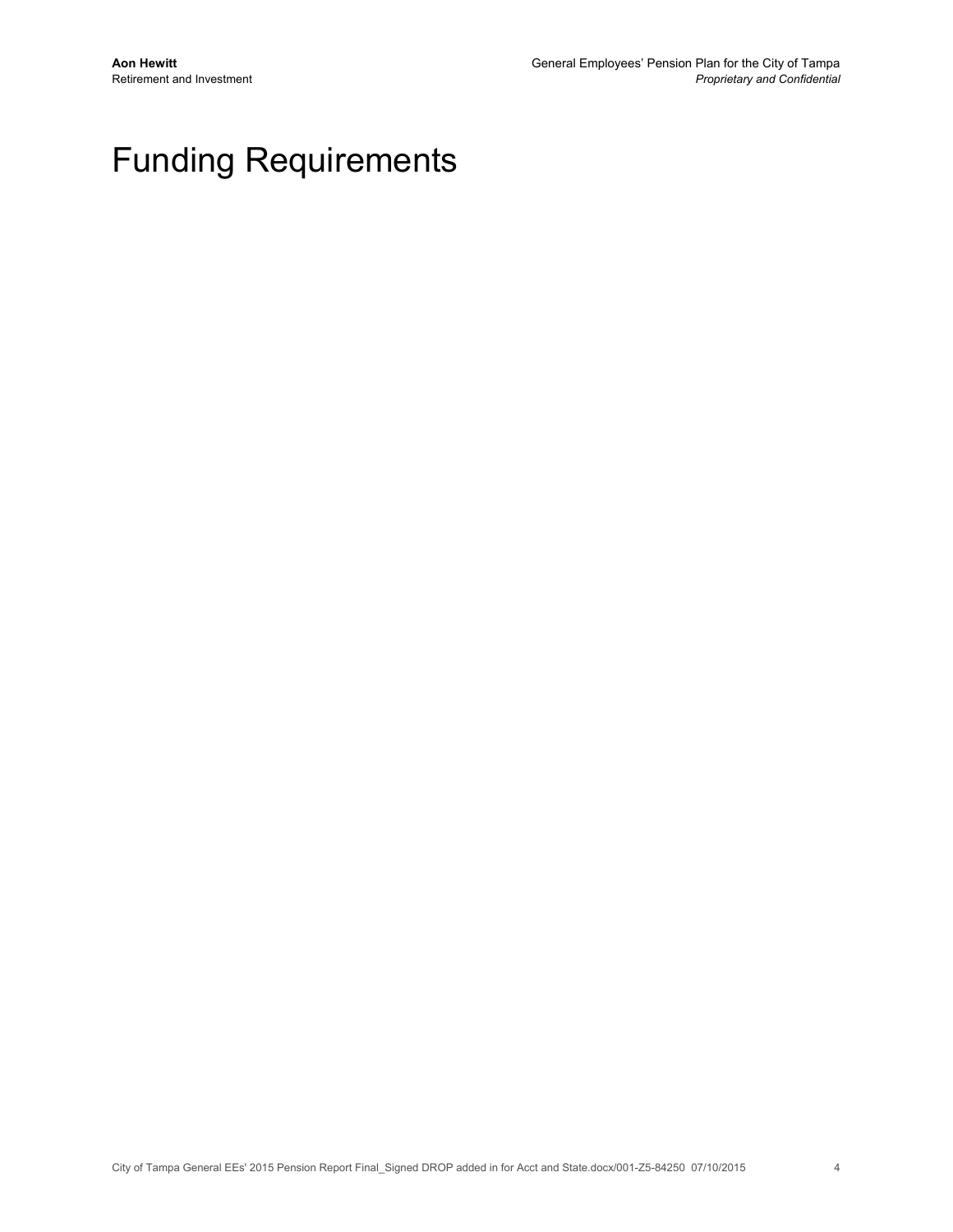# Funding Requirements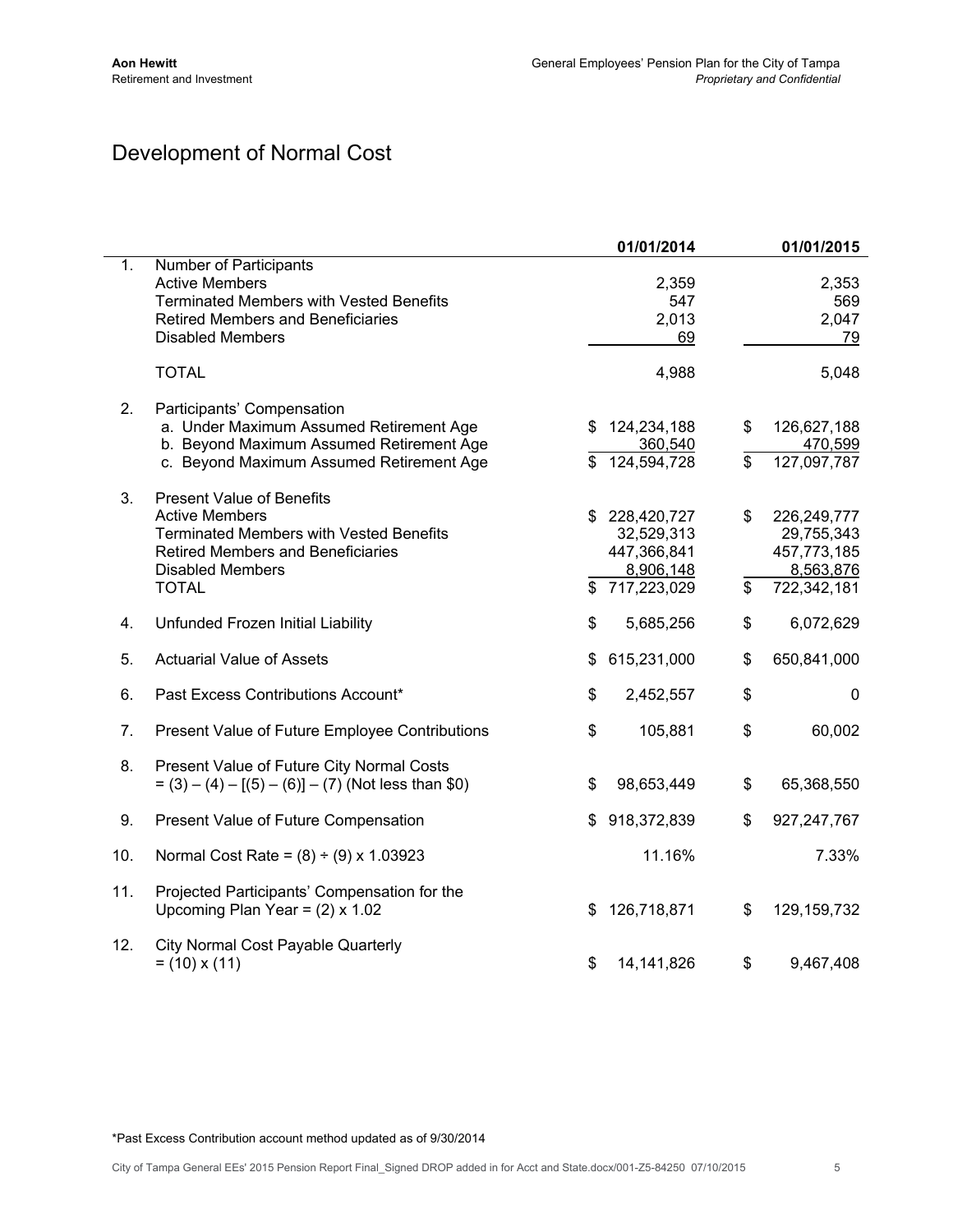# Development of Normal Cost

| | | 01/01/2014 | 01/01/2015 |
|---|---|---|---|
| 1. | Number of Participants | | |
| | Active Members | 2,359 | 2,353 |
| | Terminated Members with Vested Benefits | 547 | 569 |
| | Retired Members and Beneficiaries | 2,013 | 2,047 |
| | Disabled Members | 69 | 79 |
| | TOTAL | 4,988 | 5,048 |
| 2. | Participants' Compensation | | |
| | a. Under Maximum Assumed Retirement Age | $ 124,234,188 | $ 126,627,188 |
| | b. Beyond Maximum Assumed Retirement Age | 360,540 | 470,599 |
| | c. Beyond Maximum Assumed Retirement Age | $ 124,594,728 | $ 127,097,787 |
| 3. | Present Value of Benefits | | |
| | Active Members | $ 228,420,727 | $ 226,249,777 |
| | Terminated Members with Vested Benefits | 32,529,313 | 29,755,343 |
| | Retired Members and Beneficiaries | 447,366,841 | 457,773,185 |
| | Disabled Members | 8,906,148 | 8,563,876 |
| | TOTAL | $ 717,223,029 | $ 722,342,181 |
| 4. | Unfunded Frozen Initial Liability | $ 5,685,256 | $ 6,072,629 |
| 5. | Actuarial Value of Assets | $ 615,231,000 | $ 650,841,000 |
| 6. | Past Excess Contributions Account* | $ 2,452,557 | $ 0 |
| 7. | Present Value of Future Employee Contributions | $ 105,881 | $ 60,002 |
| 8. | Present Value of Future City Normal Costs = (3) – (4) – [(5) – (6)] – (7) (Not less than $0) | $ 98,653,449 | $ 65,368,550 |
| 9. | Present Value of Future Compensation | $ 918,372,839 | $ 927,247,767 |
| 10. | Normal Cost Rate = (8) ÷ (9) x 1.03923 | 11.16% | 7.33% |
| 11. | Projected Participants' Compensation for the Upcoming Plan Year = (2) x 1.02 | $ 126,718,871 | $ 129,159,732 |
| 12. | City Normal Cost Payable Quarterly = (10) x (11) | $ 14,141,826 | $ 9,467,408 |

*Past Excess Contribution account method updated as of 9/30/2014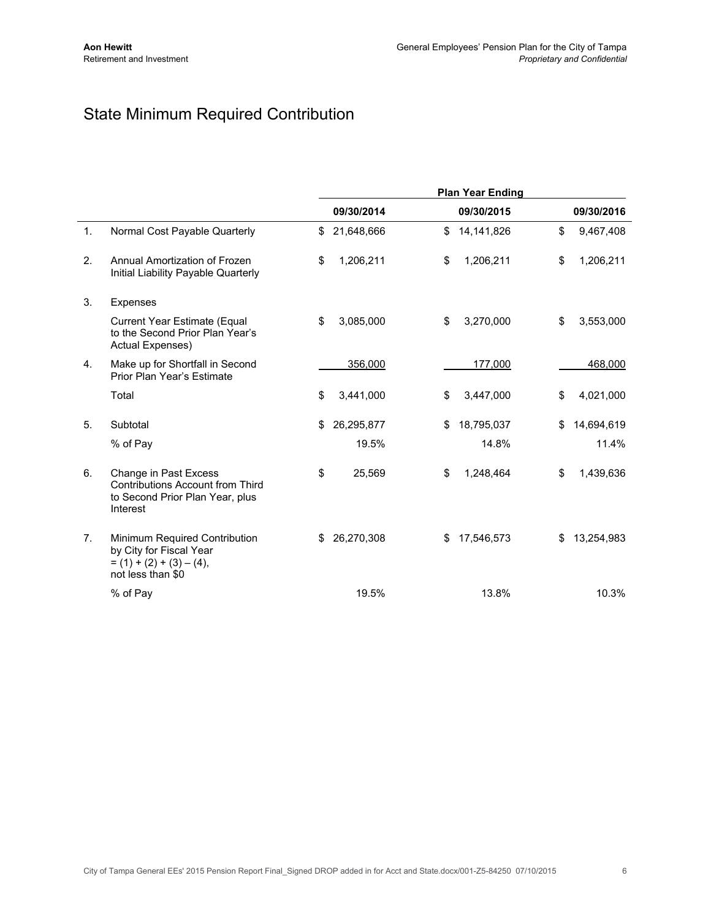# State Minimum Required Contribution

| | | Plan Year Ending | | |
|---|---|---|---|---|
| | | **09/30/2014** | **09/30/2015** | **09/30/2016** |
| 1. | Normal Cost Payable Quarterly | $ 21,648,666 | $ 14,141,826 | $ 9,467,408 |
| 2. | Annual Amortization of Frozen Initial Liability Payable Quarterly | $ 1,206,211 | $ 1,206,211 | $ 1,206,211 |
| 3. | Expenses | | | |
| | Current Year Estimate (Equal to the Second Prior Plan Year's Actual Expenses) | $ 3,085,000 | $ 3,270,000 | $ 3,553,000 |
| 4. | Make up for Shortfall in Second Prior Plan Year's Estimate | 356,000 | 177,000 | 468,000 |
| | Total | $ 3,441,000 | $ 3,447,000 | $ 4,021,000 |
| 5. | Subtotal | $ 26,295,877 | $ 18,795,037 | $ 14,694,619 |
| | % of Pay | 19.5% | 14.8% | 11.4% |
| 6. | Change in Past Excess Contributions Account from Third to Second Prior Plan Year, plus Interest | $ 25,569 | $ 1,248,464 | $ 1,439,636 |
| 7. | Minimum Required Contribution by City for Fiscal Year = (1) + (2) + (3) – (4), not less than $0 | $ 26,270,308 | $ 17,546,573 | $ 13,254,983 |
| | % of Pay | 19.5% | 13.8% | 10.3% |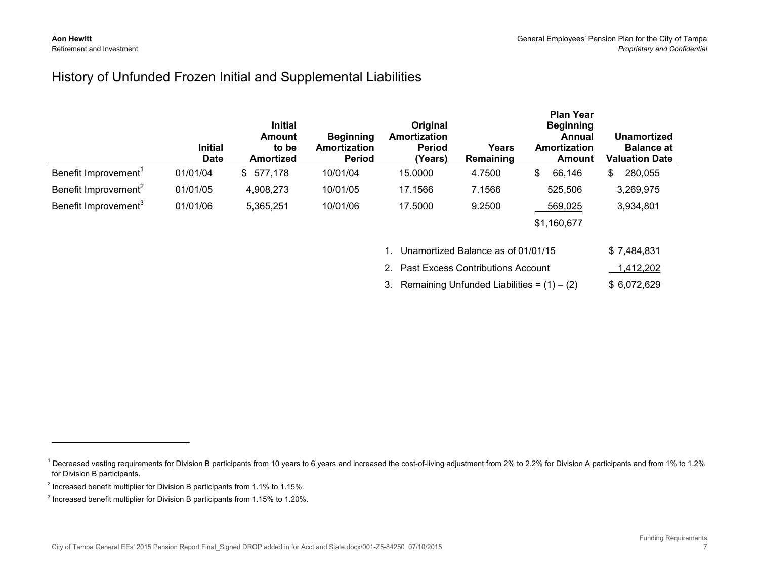# History of Unfunded Frozen Initial and Supplemental Liabilities

| | Initial Date | Initial Amount to be Amortized | Beginning Amortization Period | Original Amortization Period (Years) | Years Remaining | Plan Year Beginning Annual Amortization Amount | Unamortized Balance at Valuation Date |
|---|---|---|---|---|---|---|---|
| Benefit Improvement[1] | 01/01/04 | $ 577,178 | 10/01/04 | 15.0000 | 4.7500 | $ 66,146 | $ 280,055 |
| Benefit Improvement[2] | 01/01/05 | 4,908,273 | 10/01/05 | 17.1566 | 7.1566 | 525,506 | 3,269,975 |
| Benefit Improvement[3] | 01/01/06 | 5,365,251 | 10/01/06 | 17.5000 | 9.2500 | 569,025 | 3,934,801 |
| | | | | | | $1,160,677 | |

| | | |
|---|---|---|
| 1. | Unamortized Balance as of 01/01/15 | $ 7,484,831 |
| 2. | Past Excess Contributions Account | 1,412,202 |
| 3. | Remaining Unfunded Liabilities = (1) – (2) | $ 6,072,629 |

[1] Decreased vesting requirements for Division B participants from 10 years to 6 years and increased the cost-of-living adjustment from 2% to 2.2% for Division A participants and from 1% to 1.2% for Division B participants.

[2] Increased benefit multiplier for Division B participants from 1.1% to 1.15%.

[3] Increased benefit multiplier for Division B participants from 1.15% to 1.20%.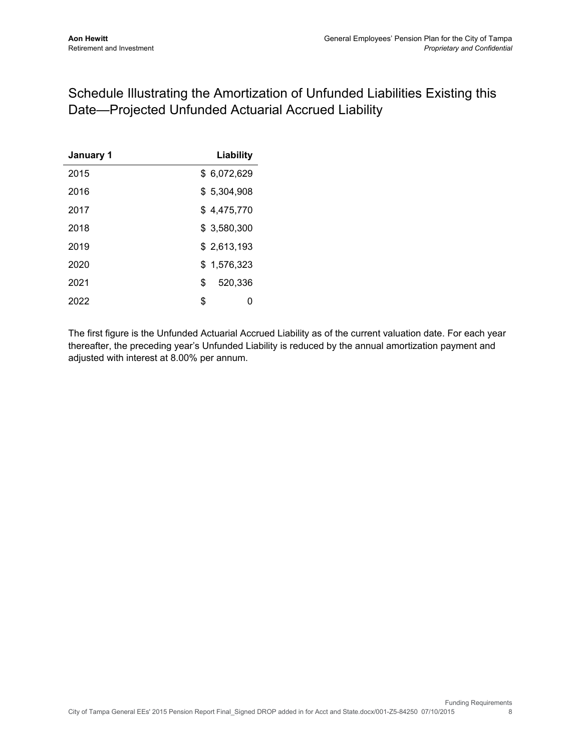# Schedule Illustrating the Amortization of Unfunded Liabilities Existing this Date—Projected Unfunded Actuarial Accrued Liability

| January 1 | Liability |
|---|---|
| 2015 | $ 6,072,629 |
| 2016 | $ 5,304,908 |
| 2017 | $ 4,475,770 |
| 2018 | $ 3,580,300 |
| 2019 | $ 2,613,193 |
| 2020 | $ 1,576,323 |
| 2021 | $ 520,336 |
| 2022 | $ 0 |

The first figure is the Unfunded Actuarial Accrued Liability as of the current valuation date. For each year thereafter, the preceding year's Unfunded Liability is reduced by the annual amortization payment and adjusted with interest at 8.00% per annum.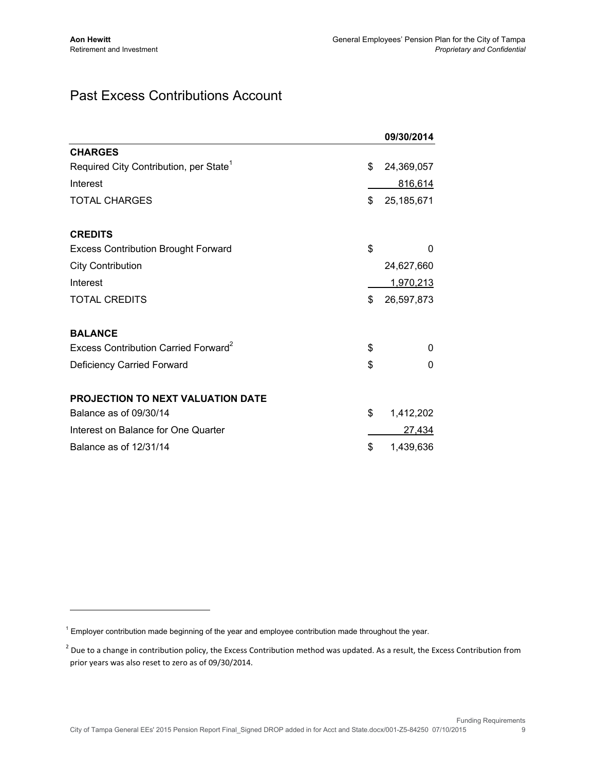# Past Excess Contributions Account

| | 09/30/2014 |
| --- | --- |
| **CHARGES** | |
| Required City Contribution, per State[1] | $ 24,369,057 |
| Interest | 816,614 |
| TOTAL CHARGES | $ 25,185,671 |
| | |
| **CREDITS** | |
| Excess Contribution Brought Forward | $ 0 |
| City Contribution | 24,627,660 |
| Interest | 1,970,213 |
| TOTAL CREDITS | $ 26,597,873 |
| | |
| **BALANCE** | |
| Excess Contribution Carried Forward[2] | $ 0 |
| Deficiency Carried Forward | $ 0 |
| | |
| **PROJECTION TO NEXT VALUATION DATE** | |
| Balance as of 09/30/14 | $ 1,412,202 |
| Interest on Balance for One Quarter | 27,434 |
| Balance as of 12/31/14 | $ 1,439,636 |

[1] Employer contribution made beginning of the year and employee contribution made throughout the year.

[2] Due to a change in contribution policy, the Excess Contribution method was updated. As a result, the Excess Contribution from prior years was also reset to zero as of 09/30/2014.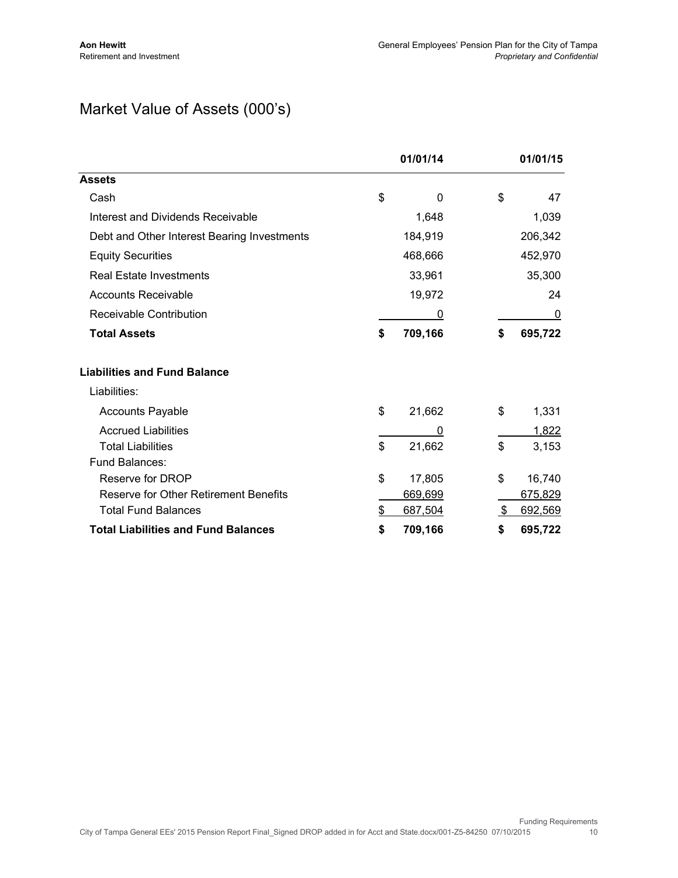# Market Value of Assets (000's)

| | 01/01/14 | 01/01/15 |
|---|---|---|
| **Assets** | | |
| Cash | $ 0 | $ 47 |
| Interest and Dividends Receivable | 1,648 | 1,039 |
| Debt and Other Interest Bearing Investments | 184,919 | 206,342 |
| Equity Securities | 468,666 | 452,970 |
| Real Estate Investments | 33,961 | 35,300 |
| Accounts Receivable | 19,972 | 24 |
| Receivable Contribution | 0 | 0 |
| **Total Assets** | **$ 709,166** | **$ 695,722** |
| | | |
| **Liabilities and Fund Balance** | | |
| Liabilities: | | |
| Accounts Payable | $ 21,662 | $ 1,331 |
| Accrued Liabilities | 0 | 1,822 |
| Total Liabilities | $ 21,662 | $ 3,153 |
| Fund Balances: | | |
| Reserve for DROP | $ 17,805 | $ 16,740 |
| Reserve for Other Retirement Benefits | 669,699 | 675,829 |
| Total Fund Balances | $ 687,504 | $ 692,569 |
| **Total Liabilities and Fund Balances** | **$ 709,166** | **$ 695,722** |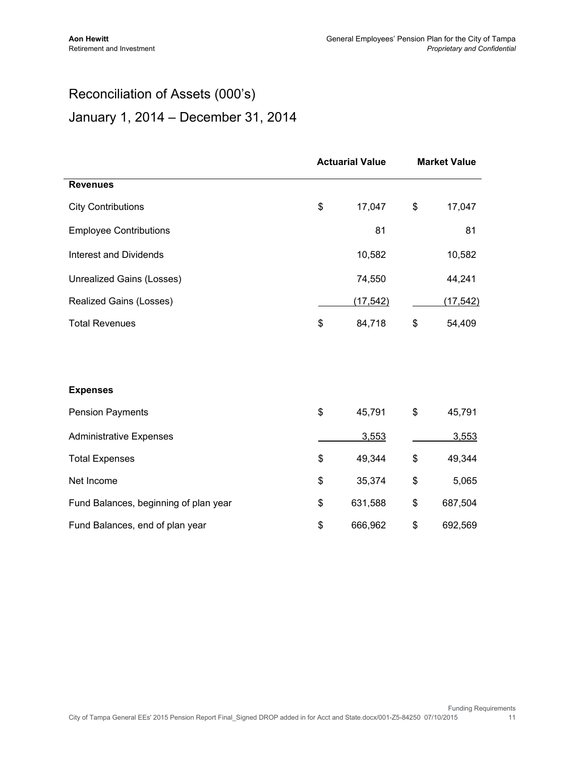# Reconciliation of Assets (000's)

## January 1, 2014 – December 31, 2014

| | Actuarial Value | Market Value |
|---|---|---|
| **Revenues** | | |
| City Contributions | $ 17,047 | $ 17,047 |
| Employee Contributions | 81 | 81 |
| Interest and Dividends | 10,582 | 10,582 |
| Unrealized Gains (Losses) | 74,550 | 44,241 |
| Realized Gains (Losses) | (17,542) | (17,542) |
| Total Revenues | $ 84,718 | $ 54,409 |
| | | |
| **Expenses** | | |
| Pension Payments | $ 45,791 | $ 45,791 |
| Administrative Expenses | 3,553 | 3,553 |
| Total Expenses | $ 49,344 | $ 49,344 |
| Net Income | $ 35,374 | $ 5,065 |
| Fund Balances, beginning of plan year | $ 631,588 | $ 687,504 |
| Fund Balances, end of plan year | $ 666,962 | $ 692,569 |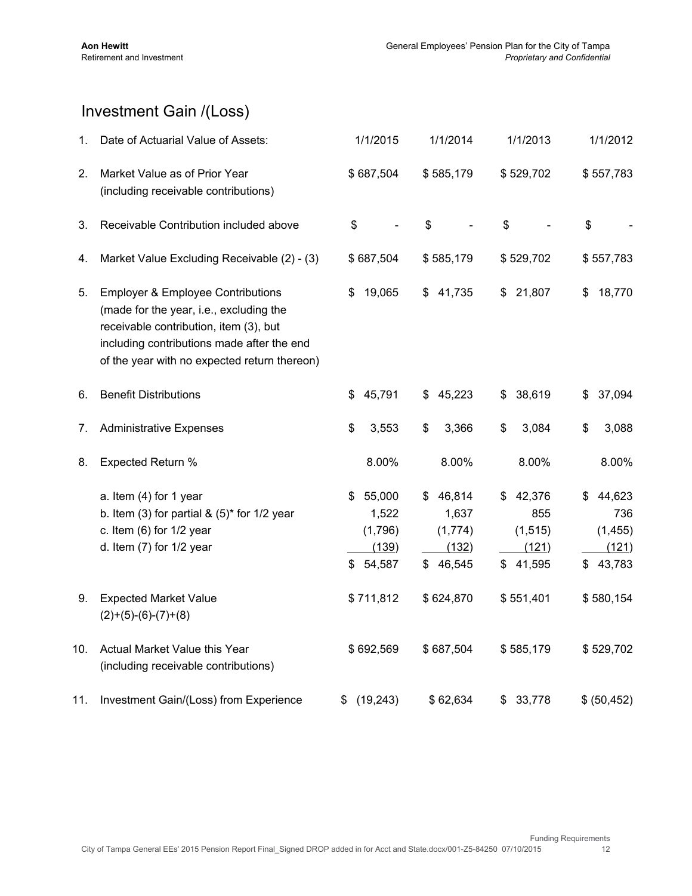# Investment Gain /(Loss)

| | | | | | |
|---|---|---|---|---|---|
| 1. | Date of Actuarial Value of Assets: | 1/1/2015 | 1/1/2014 | 1/1/2013 | 1/1/2012 |
| 2. | Market Value as of Prior Year (including receivable contributions) | $ 687,504 | $ 585,179 | $ 529,702 | $ 557,783 |
| 3. | Receivable Contribution included above | $ - | $ - | $ - | $ - |
| 4. | Market Value Excluding Receivable (2) - (3) | $ 687,504 | $ 585,179 | $ 529,702 | $ 557,783 |
| 5. | Employer & Employee Contributions (made for the year, i.e., excluding the receivable contribution, item (3), but including contributions made after the end of the year with no expected return thereon) | $ 19,065 | $ 41,735 | $ 21,807 | $ 18,770 |
| 6. | Benefit Distributions | $ 45,791 | $ 45,223 | $ 38,619 | $ 37,094 |
| 7. | Administrative Expenses | $ 3,553 | $ 3,366 | $ 3,084 | $ 3,088 |
| 8. | Expected Return % | 8.00% | 8.00% | 8.00% | 8.00% |
| | a. Item (4) for 1 year | $ 55,000 | $ 46,814 | $ 42,376 | $ 44,623 |
| | b. Item (3) for partial & (5)* for 1/2 year | 1,522 | 1,637 | 855 | 736 |
| | c. Item (6) for 1/2 year | (1,796) | (1,774) | (1,515) | (1,455) |
| | d. Item (7) for 1/2 year | (139) | (132) | (121) | (121) |
| | | $ 54,587 | $ 46,545 | $ 41,595 | $ 43,783 |
| 9. | Expected Market Value (2)+(5)-(6)-(7)+(8) | $ 711,812 | $ 624,870 | $ 551,401 | $ 580,154 |
| 10. | Actual Market Value this Year (including receivable contributions) | $ 692,569 | $ 687,504 | $ 585,179 | $ 529,702 |
| 11. | Investment Gain/(Loss) from Experience | $ (19,243) | $ 62,634 | $ 33,778 | $ (50,452) |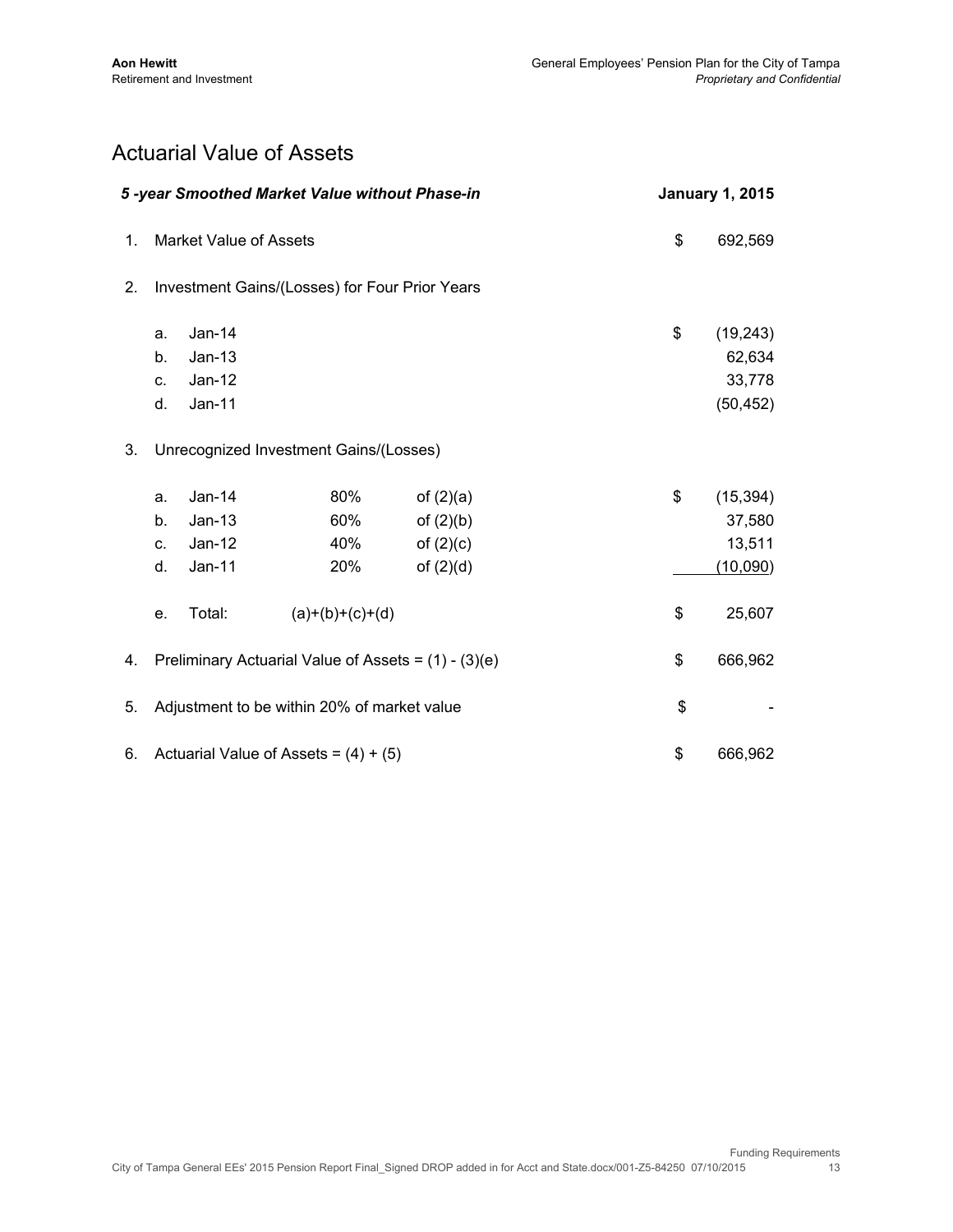# Actuarial Value of Assets

| *5 -year Smoothed Market Value without Phase-in* | | | | | **January 1, 2015** |
|---|---|---|---|---|---|
| 1. | Market Value of Assets | | | | $ 692,569 |
| 2. | Investment Gains/(Losses) for Four Prior Years | | | | |
| | a. | Jan-14 | | | $ (19,243) |
| | b. | Jan-13 | | | 62,634 |
| | c. | Jan-12 | | | 33,778 |
| | d. | Jan-11 | | | (50,452) |
| 3. | Unrecognized Investment Gains/(Losses) | | | | |
| | a. | Jan-14 | 80% | of (2)(a) | $ (15,394) |
| | b. | Jan-13 | 60% | of (2)(b) | 37,580 |
| | c. | Jan-12 | 40% | of (2)(c) | 13,511 |
| | d. | Jan-11 | 20% | of (2)(d) | (10,090) |
| | e. | Total: | (a)+(b)+(c)+(d) | | $ 25,607 |
| 4. | Preliminary Actuarial Value of Assets = (1) - (3)(e) | | | | $ 666,962 |
| 5. | Adjustment to be within 20% of market value | | | | $ - |
| 6. | Actuarial Value of Assets = (4) + (5) | | | | $ 666,962 |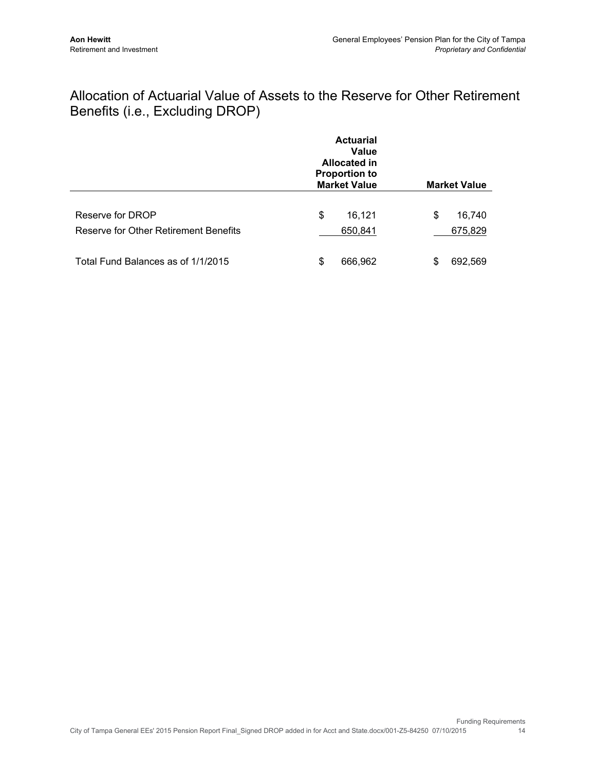## Allocation of Actuarial Value of Assets to the Reserve for Other Retirement Benefits (i.e., Excluding DROP)

| | Actuarial Value Allocated in Proportion to Market Value | Market Value |
|---|---|---|
| Reserve for DROP | $ 16,121 | $ 16,740 |
| Reserve for Other Retirement Benefits | 650,841 | 675,829 |
| Total Fund Balances as of 1/1/2015 | $ 666,962 | $ 692,569 |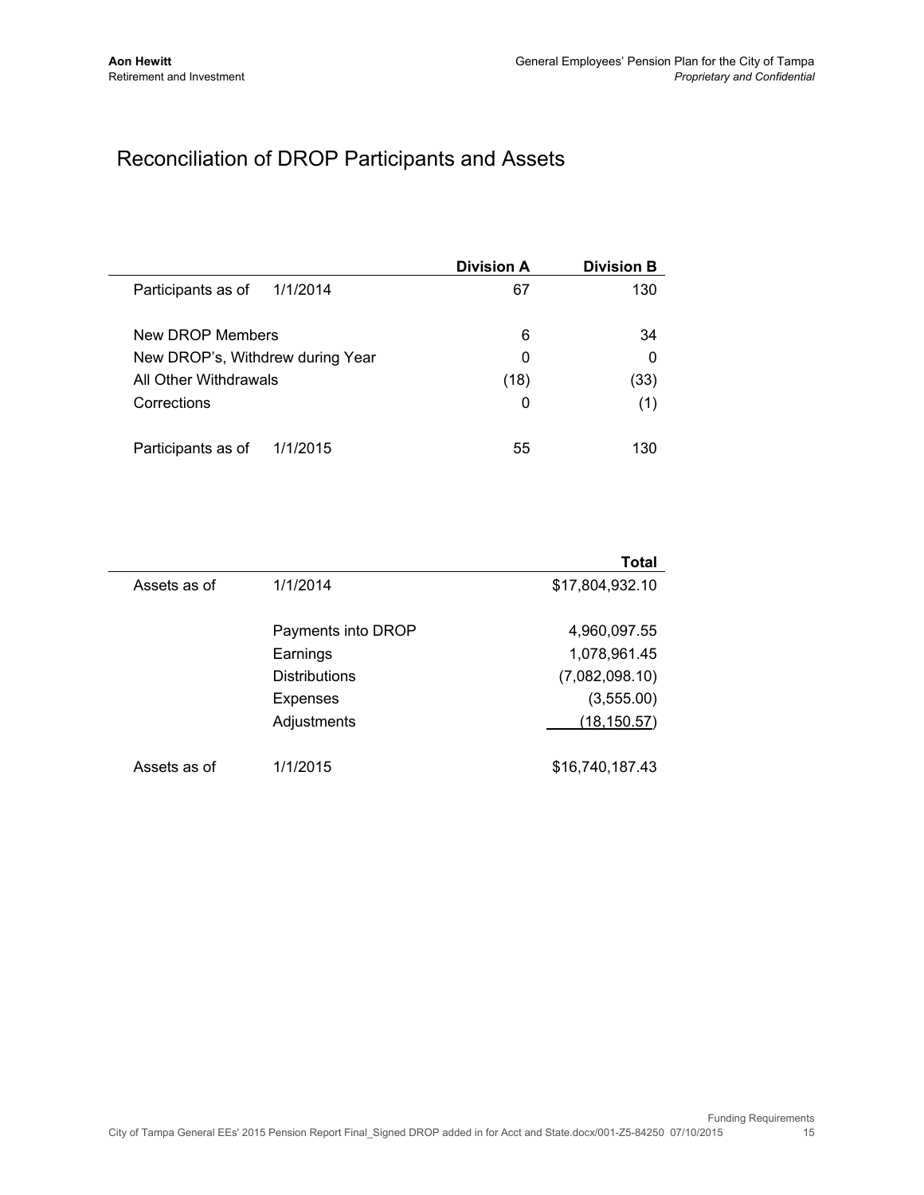# Reconciliation of DROP Participants and Assets

| | Division A | Division B |
|---|---|---|
| Participants as of 1/1/2014 | 67 | 130 |
| New DROP Members | 6 | 34 |
| New DROP's, Withdrew during Year | 0 | 0 |
| All Other Withdrawals | (18) | (33) |
| Corrections | 0 | (1) |
| Participants as of 1/1/2015 | 55 | 130 |

| | | Total |
|---|---|---|
| Assets as of | 1/1/2014 | $17,804,932.10 |
| | Payments into DROP | 4,960,097.55 |
| | Earnings | 1,078,961.45 |
| | Distributions | (7,082,098.10) |
| | Expenses | (3,555.00) |
| | Adjustments | (18,150.57) |
| Assets as of | 1/1/2015 | $16,740,187.43 |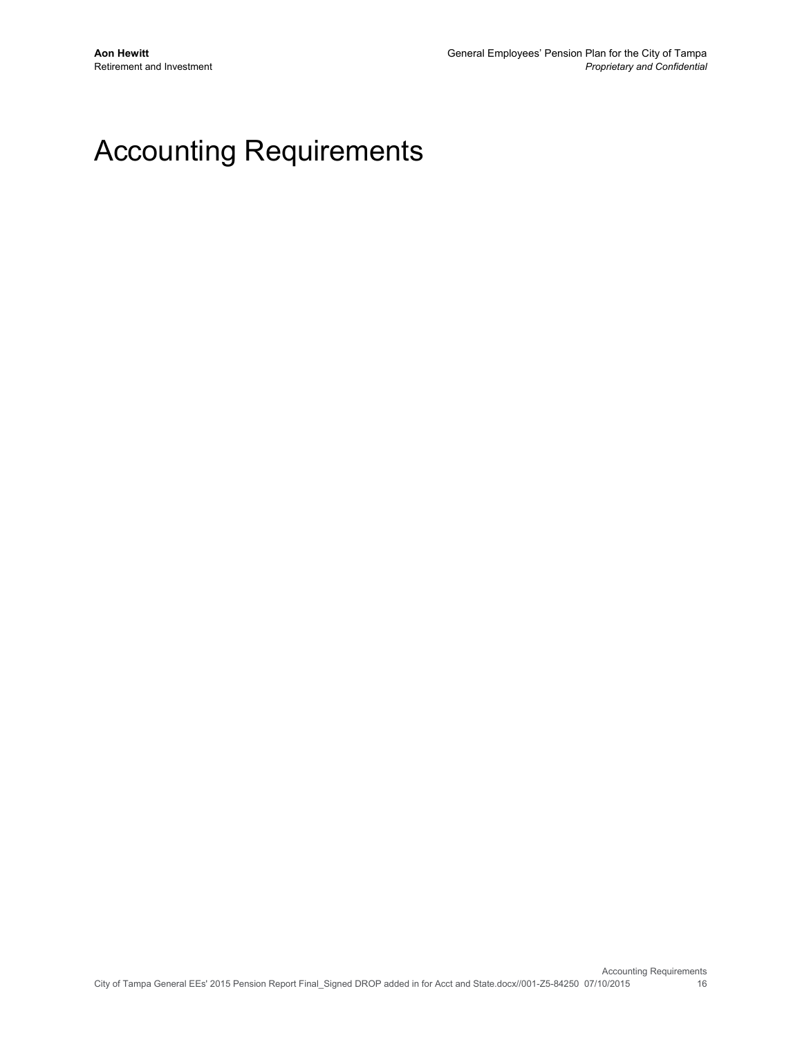# Accounting Requirements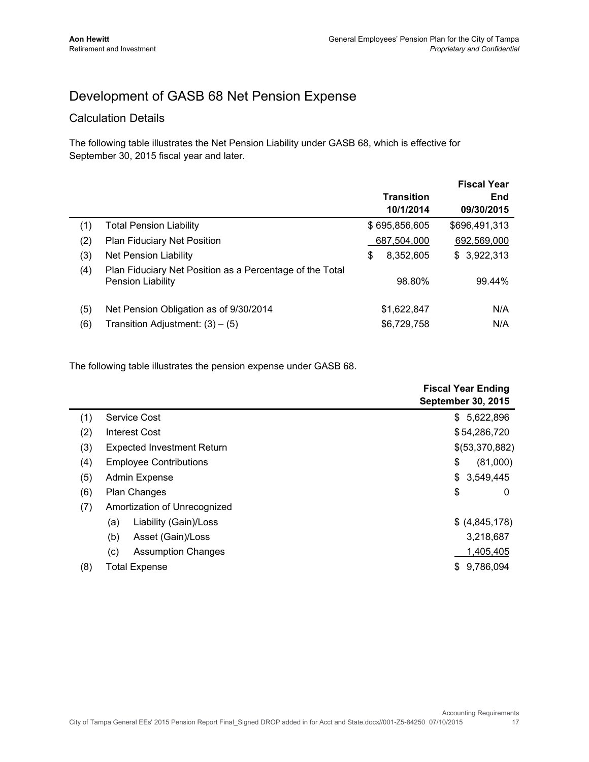# Development of GASB 68 Net Pension Expense

## Calculation Details

The following table illustrates the Net Pension Liability under GASB 68, which is effective for September 30, 2015 fiscal year and later.

| | | Transition 10/1/2014 | Fiscal Year End 09/30/2015 |
|---|---|---|---|
| (1) | Total Pension Liability | $ 695,856,605 | $696,491,313 |
| (2) | Plan Fiduciary Net Position | 687,504,000 | 692,569,000 |
| (3) | Net Pension Liability | $ 8,352,605 | $ 3,922,313 |
| (4) | Plan Fiduciary Net Position as a Percentage of the Total Pension Liability | 98.80% | 99.44% |
| (5) | Net Pension Obligation as of 9/30/2014 | $1,622,847 | N/A |
| (6) | Transition Adjustment: (3) – (5) | $6,729,758 | N/A |

The following table illustrates the pension expense under GASB 68.

| | | Fiscal Year Ending September 30, 2015 |
|---|---|---|
| (1) | Service Cost | $ 5,622,896 |
| (2) | Interest Cost | $ 54,286,720 |
| (3) | Expected Investment Return | $(53,370,882) |
| (4) | Employee Contributions | $ (81,000) |
| (5) | Admin Expense | $ 3,549,445 |
| (6) | Plan Changes | $ 0 |
| (7) | Amortization of Unrecognized | |
| | (a) Liability (Gain)/Loss | $ (4,845,178) |
| | (b) Asset (Gain)/Loss | 3,218,687 |
| | (c) Assumption Changes | 1,405,405 |
| (8) | Total Expense | $ 9,786,094 |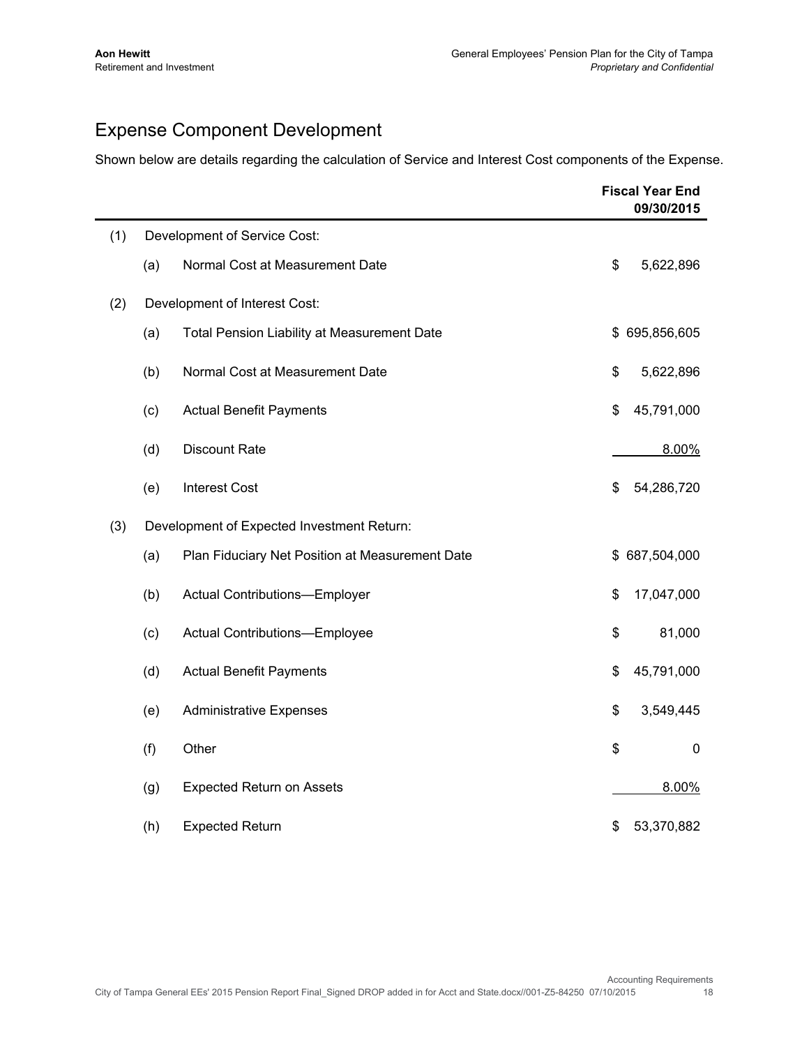# Expense Component Development

Shown below are details regarding the calculation of Service and Interest Cost components of the Expense.

| | | | Fiscal Year End 09/30/2015 |
|---|---|---|---|
| (1) | Development of Service Cost: | | |
| | (a) | Normal Cost at Measurement Date | $ 5,622,896 |
| (2) | Development of Interest Cost: | | |
| | (a) | Total Pension Liability at Measurement Date | $ 695,856,605 |
| | (b) | Normal Cost at Measurement Date | $ 5,622,896 |
| | (c) | Actual Benefit Payments | $ 45,791,000 |
| | (d) | Discount Rate | 8.00% |
| | (e) | Interest Cost | $ 54,286,720 |
| (3) | Development of Expected Investment Return: | | |
| | (a) | Plan Fiduciary Net Position at Measurement Date | $ 687,504,000 |
| | (b) | Actual Contributions—Employer | $ 17,047,000 |
| | (c) | Actual Contributions—Employee | $ 81,000 |
| | (d) | Actual Benefit Payments | $ 45,791,000 |
| | (e) | Administrative Expenses | $ 3,549,445 |
| | (f) | Other | $ 0 |
| | (g) | Expected Return on Assets | 8.00% |
| | (h) | Expected Return | $ 53,370,882 |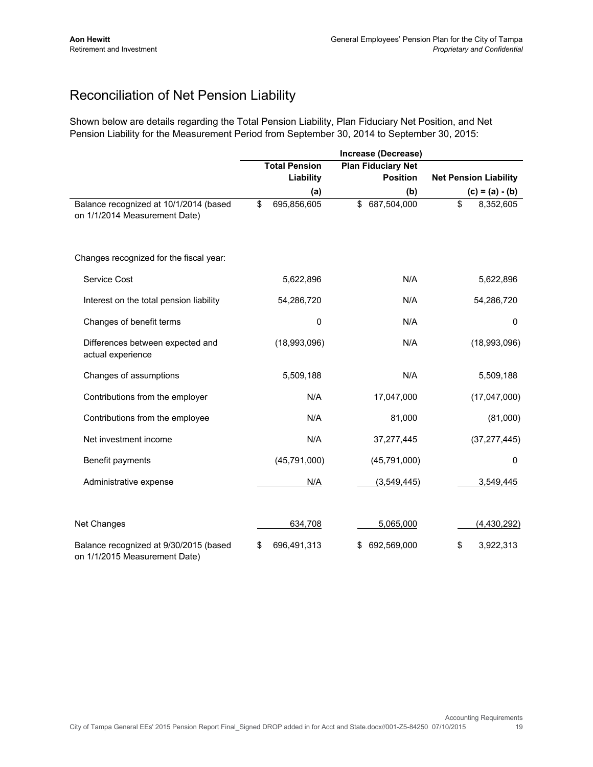# Reconciliation of Net Pension Liability

Shown below are details regarding the Total Pension Liability, Plan Fiduciary Net Position, and Net Pension Liability for the Measurement Period from September 30, 2014 to September 30, 2015:

| | Increase (Decrease) | | |
|---|---|---|---|
| | Total Pension Liability | Plan Fiduciary Net Position | Net Pension Liability |
| | (a) | (b) | (c) = (a) - (b) |
| Balance recognized at 10/1/2014 (based on 1/1/2014 Measurement Date) | $ 695,856,605 | $ 687,504,000 | $ 8,352,605 |
| Changes recognized for the fiscal year: | | | |
| Service Cost | 5,622,896 | N/A | 5,622,896 |
| Interest on the total pension liability | 54,286,720 | N/A | 54,286,720 |
| Changes of benefit terms | 0 | N/A | 0 |
| Differences between expected and actual experience | (18,993,096) | N/A | (18,993,096) |
| Changes of assumptions | 5,509,188 | N/A | 5,509,188 |
| Contributions from the employer | N/A | 17,047,000 | (17,047,000) |
| Contributions from the employee | N/A | 81,000 | (81,000) |
| Net investment income | N/A | 37,277,445 | (37,277,445) |
| Benefit payments | (45,791,000) | (45,791,000) | 0 |
| Administrative expense | N/A | (3,549,445) | 3,549,445 |
| Net Changes | 634,708 | 5,065,000 | (4,430,292) |
| Balance recognized at 9/30/2015 (based on 1/1/2015 Measurement Date) | $ 696,491,313 | $ 692,569,000 | $ 3,922,313 |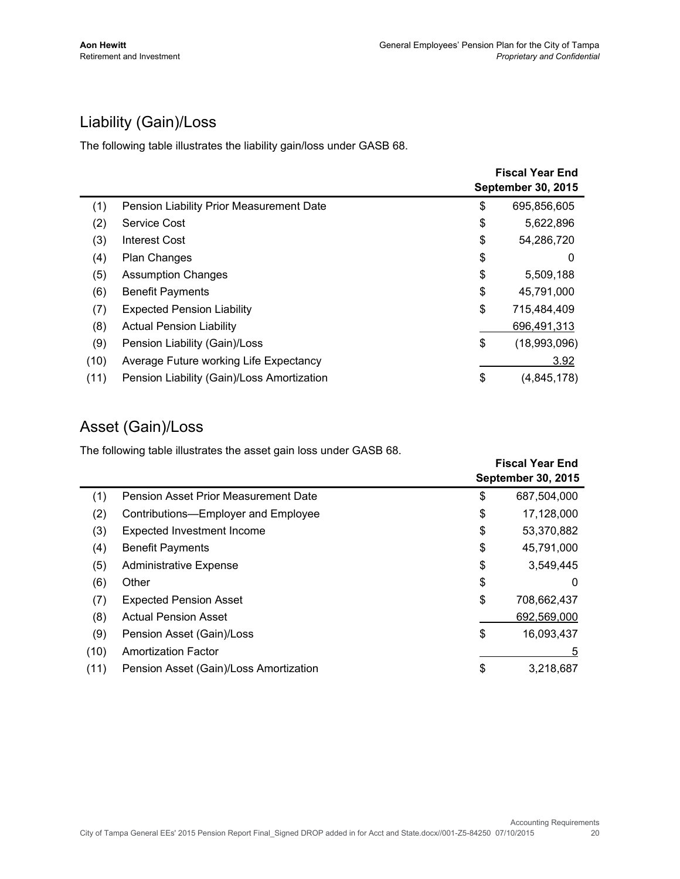## Liability (Gain)/Loss

The following table illustrates the liability gain/loss under GASB 68.

| | | Fiscal Year End September 30, 2015 |
|---|---|---|
| (1) | Pension Liability Prior Measurement Date | $ 695,856,605 |
| (2) | Service Cost | $ 5,622,896 |
| (3) | Interest Cost | $ 54,286,720 |
| (4) | Plan Changes | $ 0 |
| (5) | Assumption Changes | $ 5,509,188 |
| (6) | Benefit Payments | $ 45,791,000 |
| (7) | Expected Pension Liability | $ 715,484,409 |
| (8) | Actual Pension Liability | 696,491,313 |
| (9) | Pension Liability (Gain)/Loss | $ (18,993,096) |
| (10) | Average Future working Life Expectancy | 3.92 |
| (11) | Pension Liability (Gain)/Loss Amortization | $ (4,845,178) |

## Asset (Gain)/Loss

The following table illustrates the asset gain loss under GASB 68.

| | | Fiscal Year End September 30, 2015 |
|---|---|---|
| (1) | Pension Asset Prior Measurement Date | $ 687,504,000 |
| (2) | Contributions—Employer and Employee | $ 17,128,000 |
| (3) | Expected Investment Income | $ 53,370,882 |
| (4) | Benefit Payments | $ 45,791,000 |
| (5) | Administrative Expense | $ 3,549,445 |
| (6) | Other | $ 0 |
| (7) | Expected Pension Asset | $ 708,662,437 |
| (8) | Actual Pension Asset | 692,569,000 |
| (9) | Pension Asset (Gain)/Loss | $ 16,093,437 |
| (10) | Amortization Factor | 5 |
| (11) | Pension Asset (Gain)/Loss Amortization | $ 3,218,687 |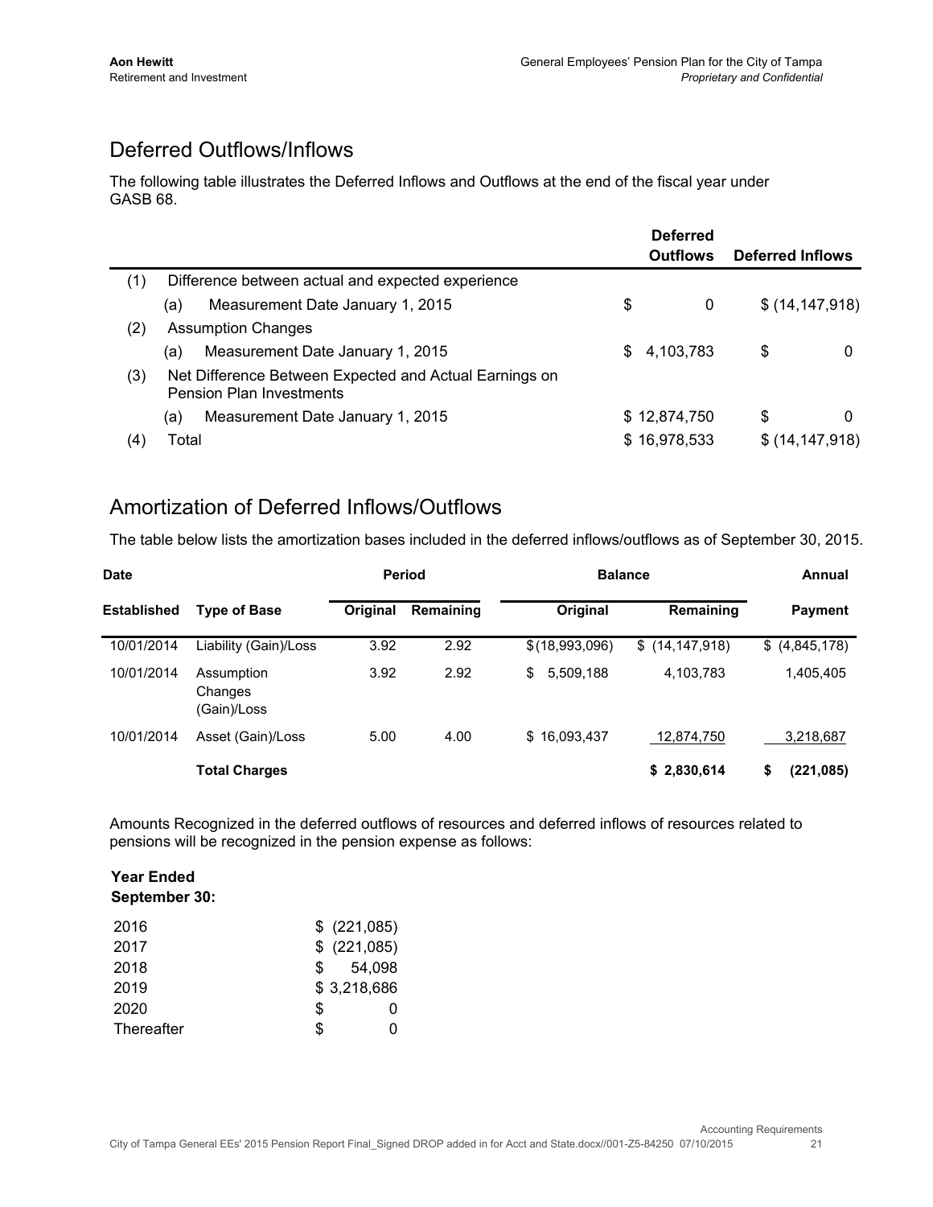## Deferred Outflows/Inflows

The following table illustrates the Deferred Inflows and Outflows at the end of the fiscal year under GASB 68.

| | | Deferred Outflows | Deferred Inflows |
|---|---|---|---|
| (1) | Difference between actual and expected experience | | |
| | (a) Measurement Date January 1, 2015 | $ 0 | $ (14,147,918) |
| (2) | Assumption Changes | | |
| | (a) Measurement Date January 1, 2015 | $ 4,103,783 | $ 0 |
| (3) | Net Difference Between Expected and Actual Earnings on Pension Plan Investments | | |
| | (a) Measurement Date January 1, 2015 | $ 12,874,750 | $ 0 |
| (4) | Total | $ 16,978,533 | $ (14,147,918) |

## Amortization of Deferred Inflows/Outflows

The table below lists the amortization bases included in the deferred inflows/outflows as of September 30, 2015.

| Date | | Period | | Balance | | Annual |
|---|---|---|---|---|---|---|
| Established | Type of Base | Original | Remaining | Original | Remaining | Payment |
| 10/01/2014 | Liability (Gain)/Loss | 3.92 | 2.92 | $(18,993,096) | $ (14,147,918) | $ (4,845,178) |
| 10/01/2014 | Assumption Changes (Gain)/Loss | 3.92 | 2.92 | $ 5,509,188 | 4,103,783 | 1,405,405 |
| 10/01/2014 | Asset (Gain)/Loss | 5.00 | 4.00 | $ 16,093,437 | 12,874,750 | 3,218,687 |
| | **Total Charges** | | | | **$ 2,830,614** | **$ (221,085)** |

Amounts Recognized in the deferred outflows of resources and deferred inflows of resources related to pensions will be recognized in the pension expense as follows:

| Year Ended September 30: | |
|---|---|
| 2016 | $ (221,085) |
| 2017 | $ (221,085) |
| 2018 | $ 54,098 |
| 2019 | $ 3,218,686 |
| 2020 | $ 0 |
| Thereafter | $ 0 |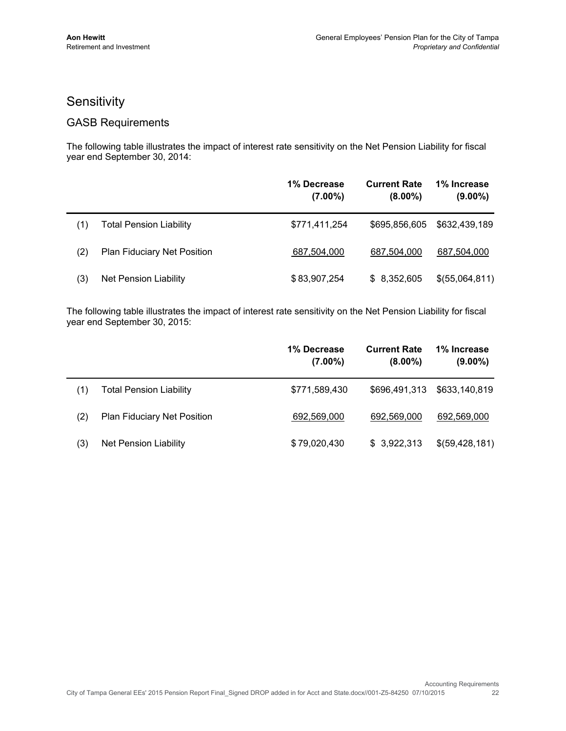# Sensitivity

## GASB Requirements

The following table illustrates the impact of interest rate sensitivity on the Net Pension Liability for fiscal year end September 30, 2014:

| | | 1% Decrease (7.00%) | Current Rate (8.00%) | 1% Increase (9.00%) |
|---|---|---|---|---|
| (1) | Total Pension Liability | $771,411,254 | $695,856,605 | $632,439,189 |
| (2) | Plan Fiduciary Net Position | 687,504,000 | 687,504,000 | 687,504,000 |
| (3) | Net Pension Liability | $ 83,907,254 | $ 8,352,605 | $(55,064,811) |

The following table illustrates the impact of interest rate sensitivity on the Net Pension Liability for fiscal year end September 30, 2015:

| | | 1% Decrease (7.00%) | Current Rate (8.00%) | 1% Increase (9.00%) |
|---|---|---|---|---|
| (1) | Total Pension Liability | $771,589,430 | $696,491,313 | $633,140,819 |
| (2) | Plan Fiduciary Net Position | 692,569,000 | 692,569,000 | 692,569,000 |
| (3) | Net Pension Liability | $ 79,020,430 | $ 3,922,313 | $(59,428,181) |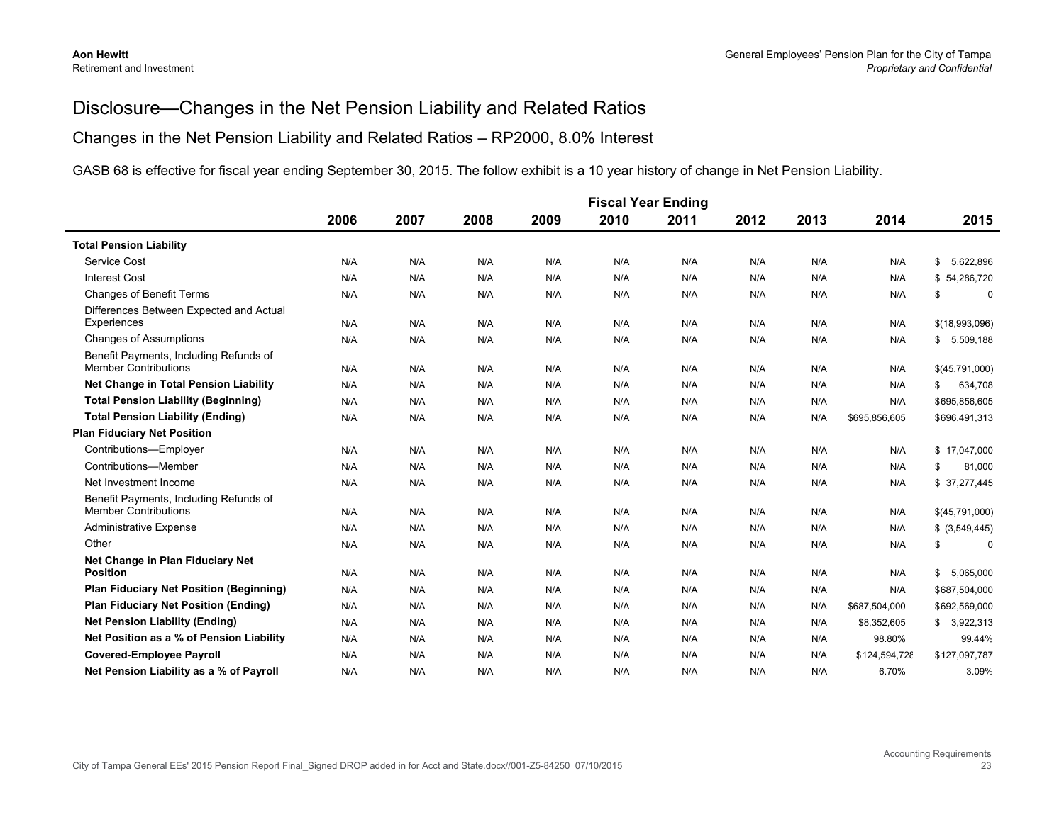# Disclosure—Changes in the Net Pension Liability and Related Ratios

## Changes in the Net Pension Liability and Related Ratios – RP2000, 8.0% Interest

GASB 68 is effective for fiscal year ending September 30, 2015. The follow exhibit is a 10 year history of change in Net Pension Liability.

| | Fiscal Year Ending | | | | | | | | | |
|---|---|---|---|---|---|---|---|---|---|---|
| | 2006 | 2007 | 2008 | 2009 | 2010 | 2011 | 2012 | 2013 | 2014 | 2015 |
| **Total Pension Liability** | | | | | | | | | | |
| Service Cost | N/A | N/A | N/A | N/A | N/A | N/A | N/A | N/A | N/A | $ 5,622,896 |
| Interest Cost | N/A | N/A | N/A | N/A | N/A | N/A | N/A | N/A | N/A | $ 54,286,720 |
| Changes of Benefit Terms | N/A | N/A | N/A | N/A | N/A | N/A | N/A | N/A | N/A | $ 0 |
| Differences Between Expected and Actual Experiences | N/A | N/A | N/A | N/A | N/A | N/A | N/A | N/A | N/A | $(18,993,096) |
| Changes of Assumptions | N/A | N/A | N/A | N/A | N/A | N/A | N/A | N/A | N/A | $ 5,509,188 |
| Benefit Payments, Including Refunds of Member Contributions | N/A | N/A | N/A | N/A | N/A | N/A | N/A | N/A | N/A | $(45,791,000) |
| **Net Change in Total Pension Liability** | N/A | N/A | N/A | N/A | N/A | N/A | N/A | N/A | N/A | $ 634,708 |
| **Total Pension Liability (Beginning)** | N/A | N/A | N/A | N/A | N/A | N/A | N/A | N/A | N/A | $695,856,605 |
| **Total Pension Liability (Ending)** | N/A | N/A | N/A | N/A | N/A | N/A | N/A | N/A | $695,856,605 | $696,491,313 |
| **Plan Fiduciary Net Position** | | | | | | | | | | |
| Contributions—Employer | N/A | N/A | N/A | N/A | N/A | N/A | N/A | N/A | N/A | $ 17,047,000 |
| Contributions—Member | N/A | N/A | N/A | N/A | N/A | N/A | N/A | N/A | N/A | $ 81,000 |
| Net Investment Income | N/A | N/A | N/A | N/A | N/A | N/A | N/A | N/A | N/A | $ 37,277,445 |
| Benefit Payments, Including Refunds of Member Contributions | N/A | N/A | N/A | N/A | N/A | N/A | N/A | N/A | N/A | $(45,791,000) |
| Administrative Expense | N/A | N/A | N/A | N/A | N/A | N/A | N/A | N/A | N/A | $ (3,549,445) |
| Other | N/A | N/A | N/A | N/A | N/A | N/A | N/A | N/A | N/A | $ 0 |
| **Net Change in Plan Fiduciary Net Position** | N/A | N/A | N/A | N/A | N/A | N/A | N/A | N/A | N/A | $ 5,065,000 |
| **Plan Fiduciary Net Position (Beginning)** | N/A | N/A | N/A | N/A | N/A | N/A | N/A | N/A | N/A | $687,504,000 |
| **Plan Fiduciary Net Position (Ending)** | N/A | N/A | N/A | N/A | N/A | N/A | N/A | N/A | $687,504,000 | $692,569,000 |
| **Net Pension Liability (Ending)** | N/A | N/A | N/A | N/A | N/A | N/A | N/A | N/A | $8,352,605 | $ 3,922,313 |
| **Net Position as a % of Pension Liability** | N/A | N/A | N/A | N/A | N/A | N/A | N/A | N/A | 98.80% | 99.44% |
| **Covered-Employee Payroll** | N/A | N/A | N/A | N/A | N/A | N/A | N/A | N/A | $124,594,728 | $127,097,787 |
| **Net Pension Liability as a % of Payroll** | N/A | N/A | N/A | N/A | N/A | N/A | N/A | N/A | 6.70% | 3.09% |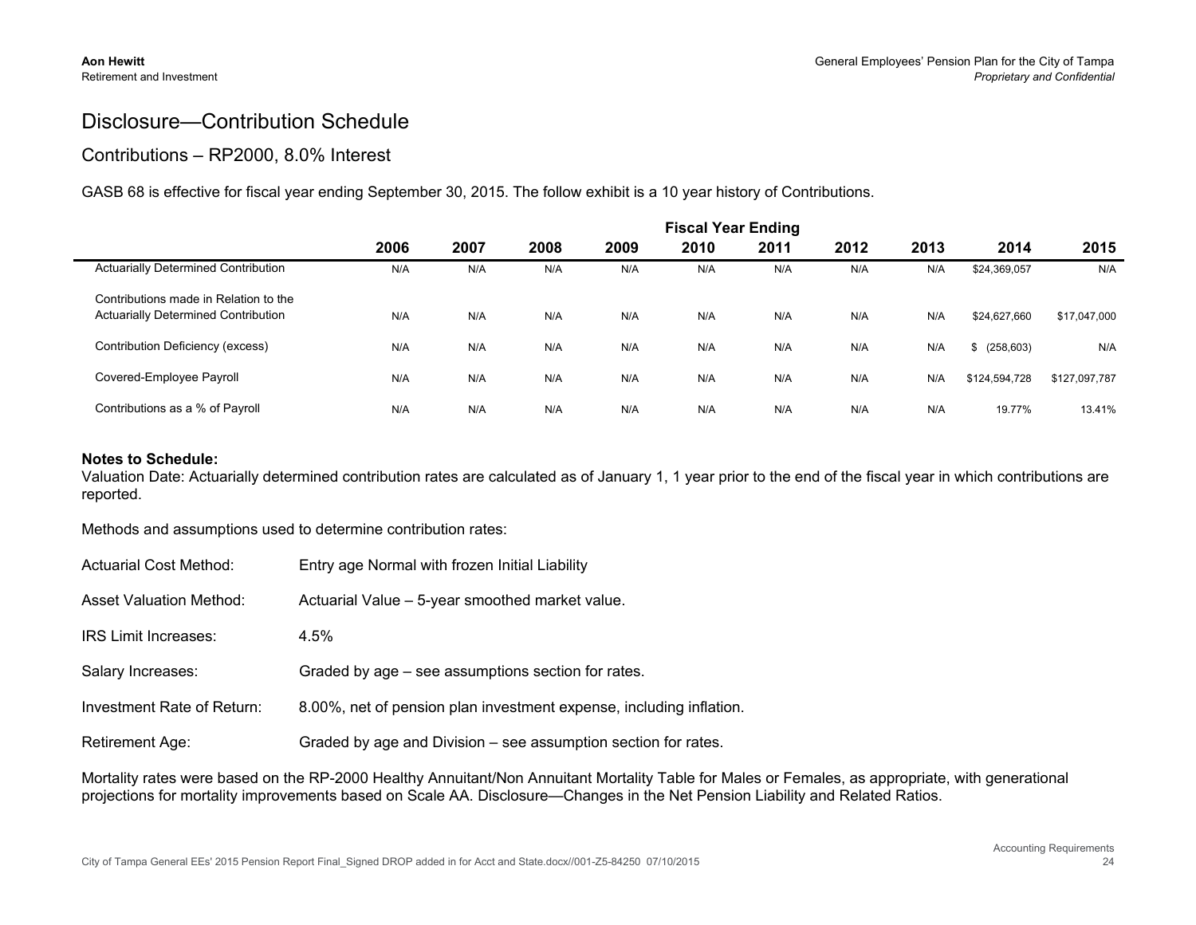# Disclosure—Contribution Schedule

## Contributions – RP2000, 8.0% Interest

GASB 68 is effective for fiscal year ending September 30, 2015. The follow exhibit is a 10 year history of Contributions.

| | Fiscal Year Ending | | | | | | | | | |
|---|---|---|---|---|---|---|---|---|---|---|
| | 2006 | 2007 | 2008 | 2009 | 2010 | 2011 | 2012 | 2013 | 2014 | 2015 |
| Actuarially Determined Contribution | N/A | N/A | N/A | N/A | N/A | N/A | N/A | N/A | $24,369,057 | N/A |
| Contributions made in Relation to the Actuarially Determined Contribution | N/A | N/A | N/A | N/A | N/A | N/A | N/A | N/A | $24,627,660 | $17,047,000 |
| Contribution Deficiency (excess) | N/A | N/A | N/A | N/A | N/A | N/A | N/A | N/A | $ (258,603) | N/A |
| Covered-Employee Payroll | N/A | N/A | N/A | N/A | N/A | N/A | N/A | N/A | $124,594,728 | $127,097,787 |
| Contributions as a % of Payroll | N/A | N/A | N/A | N/A | N/A | N/A | N/A | N/A | 19.77% | 13.41% |

**Notes to Schedule:**
Valuation Date: Actuarially determined contribution rates are calculated as of January 1, 1 year prior to the end of the fiscal year in which contributions are reported.

Methods and assumptions used to determine contribution rates:

Actuarial Cost Method: Entry age Normal with frozen Initial Liability

Asset Valuation Method: Actuarial Value – 5-year smoothed market value.

IRS Limit Increases: 4.5%

Salary Increases: Graded by age – see assumptions section for rates.

Investment Rate of Return: 8.00%, net of pension plan investment expense, including inflation.

Retirement Age: Graded by age and Division – see assumption section for rates.

Mortality rates were based on the RP-2000 Healthy Annuitant/Non Annuitant Mortality Table for Males or Females, as appropriate, with generational projections for mortality improvements based on Scale AA. Disclosure—Changes in the Net Pension Liability and Related Ratios.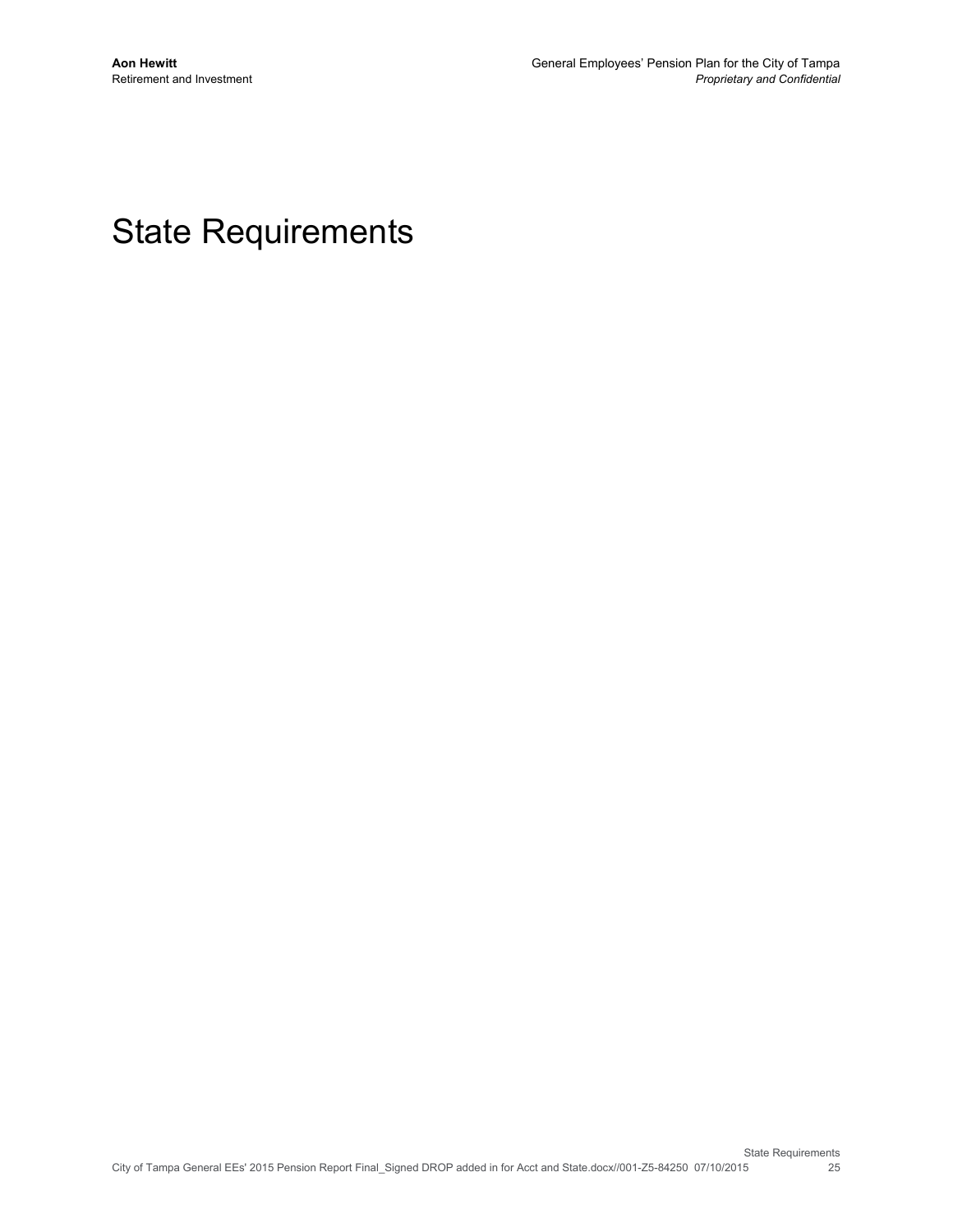# State Requirements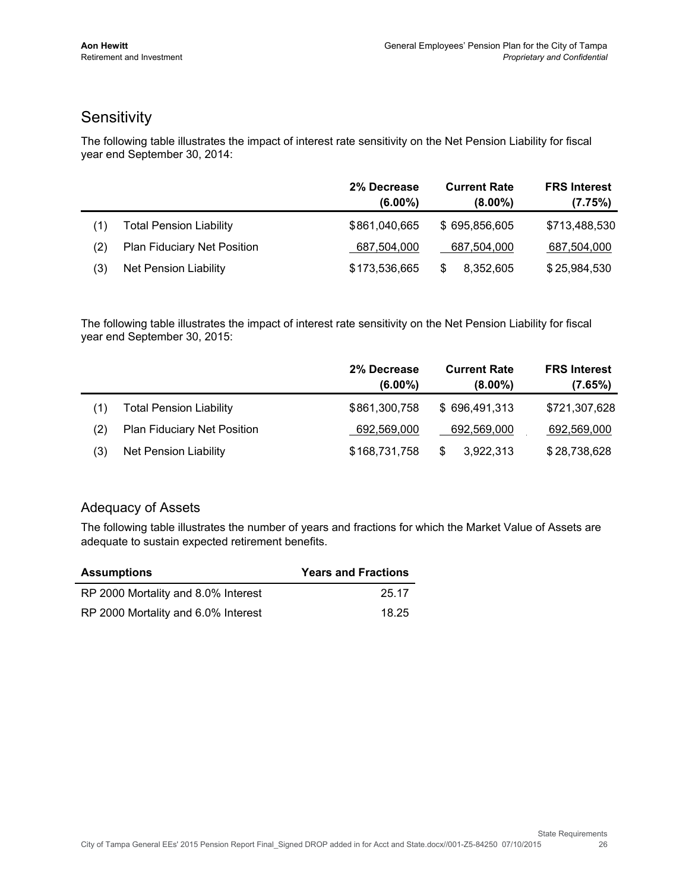## Sensitivity

The following table illustrates the impact of interest rate sensitivity on the Net Pension Liability for fiscal year end September 30, 2014:

| | | 2% Decrease (6.00%) | Current Rate (8.00%) | FRS Interest (7.75%) |
|---|---|---|---|---|
| (1) | Total Pension Liability | $861,040,665 | $ 695,856,605 | $713,488,530 |
| (2) | Plan Fiduciary Net Position | 687,504,000 | 687,504,000 | 687,504,000 |
| (3) | Net Pension Liability | $173,536,665 | $ 8,352,605 | $ 25,984,530 |

The following table illustrates the impact of interest rate sensitivity on the Net Pension Liability for fiscal year end September 30, 2015:

| | | 2% Decrease (6.00%) | Current Rate (8.00%) | FRS Interest (7.65%) |
|---|---|---|---|---|
| (1) | Total Pension Liability | $861,300,758 | $ 696,491,313 | $721,307,628 |
| (2) | Plan Fiduciary Net Position | 692,569,000 | 692,569,000 | 692,569,000 |
| (3) | Net Pension Liability | $168,731,758 | $ 3,922,313 | $ 28,738,628 |

### Adequacy of Assets

The following table illustrates the number of years and fractions for which the Market Value of Assets are adequate to sustain expected retirement benefits.

| Assumptions | Years and Fractions |
|---|---|
| RP 2000 Mortality and 8.0% Interest | 25.17 |
| RP 2000 Mortality and 6.0% Interest | 18.25 |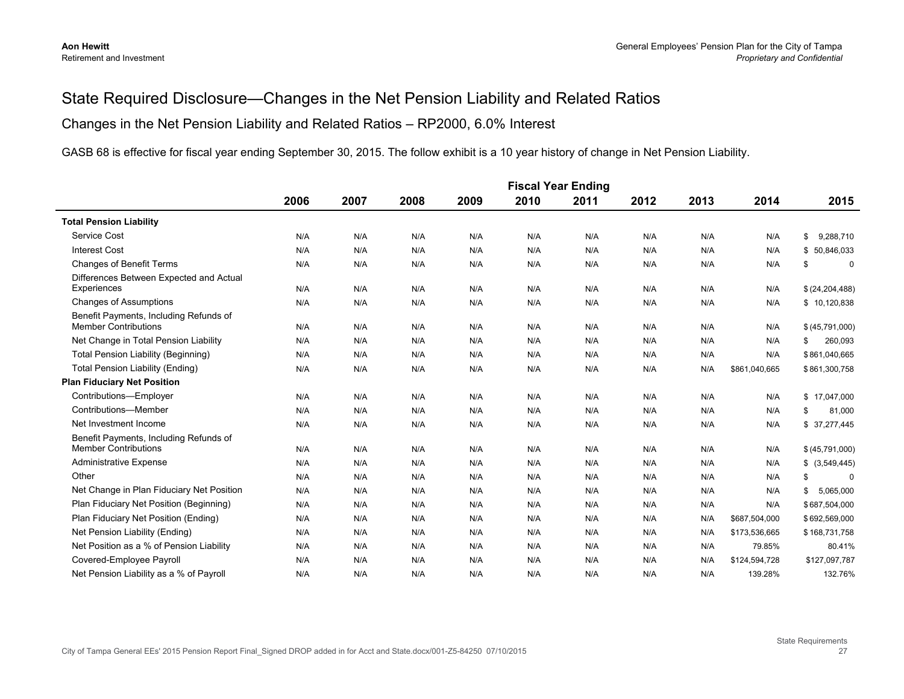# State Required Disclosure—Changes in the Net Pension Liability and Related Ratios

## Changes in the Net Pension Liability and Related Ratios – RP2000, 6.0% Interest

GASB 68 is effective for fiscal year ending September 30, 2015. The follow exhibit is a 10 year history of change in Net Pension Liability.

| | Fiscal Year Ending | | | | | | | | | |
|---|---|---|---|---|---|---|---|---|---|---|
| | 2006 | 2007 | 2008 | 2009 | 2010 | 2011 | 2012 | 2013 | 2014 | 2015 |
| **Total Pension Liability** | | | | | | | | | | |
| Service Cost | N/A | N/A | N/A | N/A | N/A | N/A | N/A | N/A | N/A | $ 9,288,710 |
| Interest Cost | N/A | N/A | N/A | N/A | N/A | N/A | N/A | N/A | N/A | $ 50,846,033 |
| Changes of Benefit Terms | N/A | N/A | N/A | N/A | N/A | N/A | N/A | N/A | N/A | $ 0 |
| Differences Between Expected and Actual Experiences | N/A | N/A | N/A | N/A | N/A | N/A | N/A | N/A | N/A | $ (24,204,488) |
| Changes of Assumptions | N/A | N/A | N/A | N/A | N/A | N/A | N/A | N/A | N/A | $ 10,120,838 |
| Benefit Payments, Including Refunds of Member Contributions | N/A | N/A | N/A | N/A | N/A | N/A | N/A | N/A | N/A | $ (45,791,000) |
| Net Change in Total Pension Liability | N/A | N/A | N/A | N/A | N/A | N/A | N/A | N/A | N/A | $ 260,093 |
| Total Pension Liability (Beginning) | N/A | N/A | N/A | N/A | N/A | N/A | N/A | N/A | N/A | $ 861,040,665 |
| Total Pension Liability (Ending) | N/A | N/A | N/A | N/A | N/A | N/A | N/A | N/A | $861,040,665 | $ 861,300,758 |
| **Plan Fiduciary Net Position** | | | | | | | | | | |
| Contributions—Employer | N/A | N/A | N/A | N/A | N/A | N/A | N/A | N/A | N/A | $ 17,047,000 |
| Contributions—Member | N/A | N/A | N/A | N/A | N/A | N/A | N/A | N/A | N/A | $ 81,000 |
| Net Investment Income | N/A | N/A | N/A | N/A | N/A | N/A | N/A | N/A | N/A | $ 37,277,445 |
| Benefit Payments, Including Refunds of Member Contributions | N/A | N/A | N/A | N/A | N/A | N/A | N/A | N/A | N/A | $ (45,791,000) |
| Administrative Expense | N/A | N/A | N/A | N/A | N/A | N/A | N/A | N/A | N/A | $ (3,549,445) |
| Other | N/A | N/A | N/A | N/A | N/A | N/A | N/A | N/A | N/A | $ 0 |
| Net Change in Plan Fiduciary Net Position | N/A | N/A | N/A | N/A | N/A | N/A | N/A | N/A | N/A | $ 5,065,000 |
| Plan Fiduciary Net Position (Beginning) | N/A | N/A | N/A | N/A | N/A | N/A | N/A | N/A | N/A | $ 687,504,000 |
| Plan Fiduciary Net Position (Ending) | N/A | N/A | N/A | N/A | N/A | N/A | N/A | N/A | $687,504,000 | $ 692,569,000 |
| Net Pension Liability (Ending) | N/A | N/A | N/A | N/A | N/A | N/A | N/A | N/A | $173,536,665 | $ 168,731,758 |
| Net Position as a % of Pension Liability | N/A | N/A | N/A | N/A | N/A | N/A | N/A | N/A | 79.85% | 80.41% |
| Covered-Employee Payroll | N/A | N/A | N/A | N/A | N/A | N/A | N/A | N/A | $124,594,728 | $127,097,787 |
| Net Pension Liability as a % of Payroll | N/A | N/A | N/A | N/A | N/A | N/A | N/A | N/A | 139.28% | 132.76% |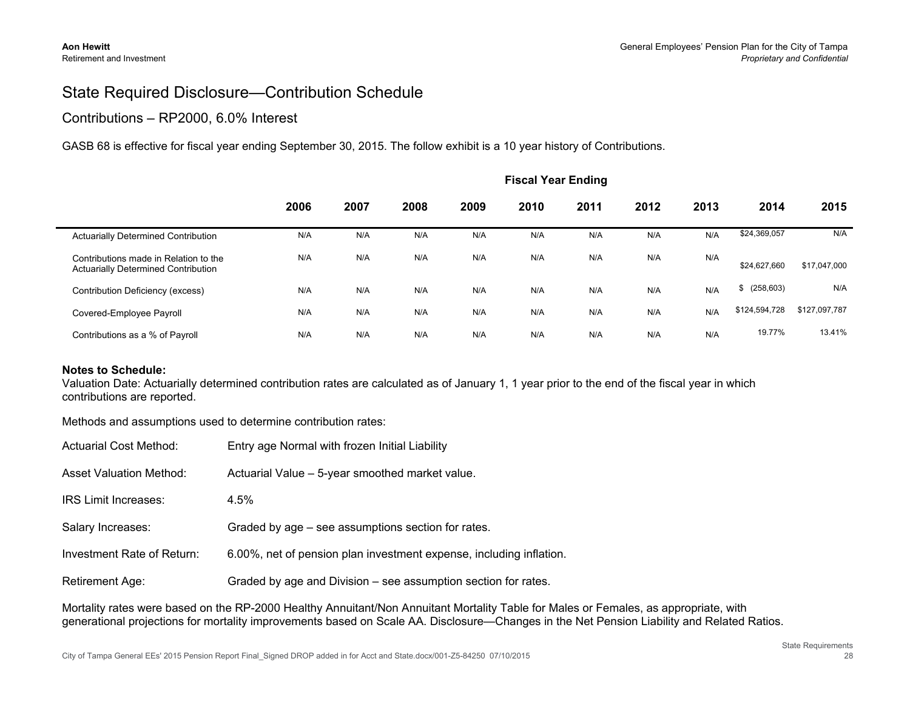# State Required Disclosure—Contribution Schedule

## Contributions – RP2000, 6.0% Interest

GASB 68 is effective for fiscal year ending September 30, 2015. The follow exhibit is a 10 year history of Contributions.

| | Fiscal Year Ending | | | | | | | | | |
|---|---|---|---|---|---|---|---|---|---|---|
| | 2006 | 2007 | 2008 | 2009 | 2010 | 2011 | 2012 | 2013 | 2014 | 2015 |
| Actuarially Determined Contribution | N/A | N/A | N/A | N/A | N/A | N/A | N/A | N/A | $24,369,057 | N/A |
| Contributions made in Relation to the Actuarially Determined Contribution | N/A | N/A | N/A | N/A | N/A | N/A | N/A | N/A | $24,627,660 | $17,047,000 |
| Contribution Deficiency (excess) | N/A | N/A | N/A | N/A | N/A | N/A | N/A | N/A | $ (258,603) | N/A |
| Covered-Employee Payroll | N/A | N/A | N/A | N/A | N/A | N/A | N/A | N/A | $124,594,728 | $127,097,787 |
| Contributions as a % of Payroll | N/A | N/A | N/A | N/A | N/A | N/A | N/A | N/A | 19.77% | 13.41% |

**Notes to Schedule:**

Valuation Date: Actuarially determined contribution rates are calculated as of January 1, 1 year prior to the end of the fiscal year in which contributions are reported.

Methods and assumptions used to determine contribution rates:

| | |
|---|---|
| Actuarial Cost Method: | Entry age Normal with frozen Initial Liability |
| Asset Valuation Method: | Actuarial Value – 5-year smoothed market value. |
| IRS Limit Increases: | 4.5% |
| Salary Increases: | Graded by age – see assumptions section for rates. |
| Investment Rate of Return: | 6.00%, net of pension plan investment expense, including inflation. |
| Retirement Age: | Graded by age and Division – see assumption section for rates. |

Mortality rates were based on the RP-2000 Healthy Annuitant/Non Annuitant Mortality Table for Males or Females, as appropriate, with generational projections for mortality improvements based on Scale AA. Disclosure—Changes in the Net Pension Liability and Related Ratios.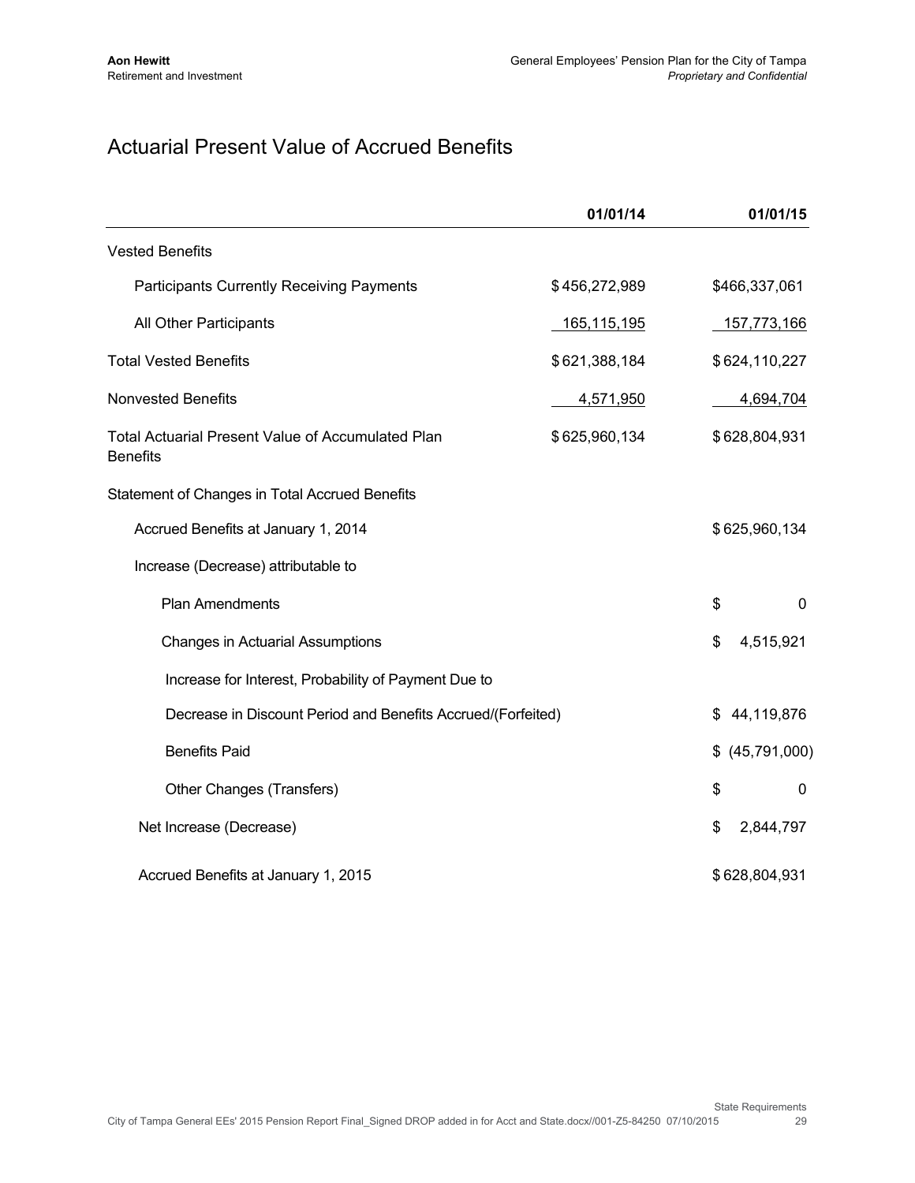# Actuarial Present Value of Accrued Benefits

| | 01/01/14 | 01/01/15 |
|---|---|---|
| Vested Benefits | | |
| Participants Currently Receiving Payments | $456,272,989 | $466,337,061 |
| All Other Participants | 165,115,195 | 157,773,166 |
| Total Vested Benefits | $621,388,184 | $624,110,227 |
| Nonvested Benefits | 4,571,950 | 4,694,704 |
| Total Actuarial Present Value of Accumulated Plan Benefits | $625,960,134 | $628,804,931 |

| Statement of Changes in Total Accrued Benefits | |
|---|---|
| Accrued Benefits at January 1, 2014 | $625,960,134 |
| Increase (Decrease) attributable to | |
| Plan Amendments | $ 0 |
| Changes in Actuarial Assumptions | $ 4,515,921 |
| Increase for Interest, Probability of Payment Due to Decrease in Discount Period and Benefits Accrued/(Forfeited) | $ 44,119,876 |
| Benefits Paid | $ (45,791,000) |
| Other Changes (Transfers) | $ 0 |
| Net Increase (Decrease) | $ 2,844,797 |
| Accrued Benefits at January 1, 2015 | $628,804,931 |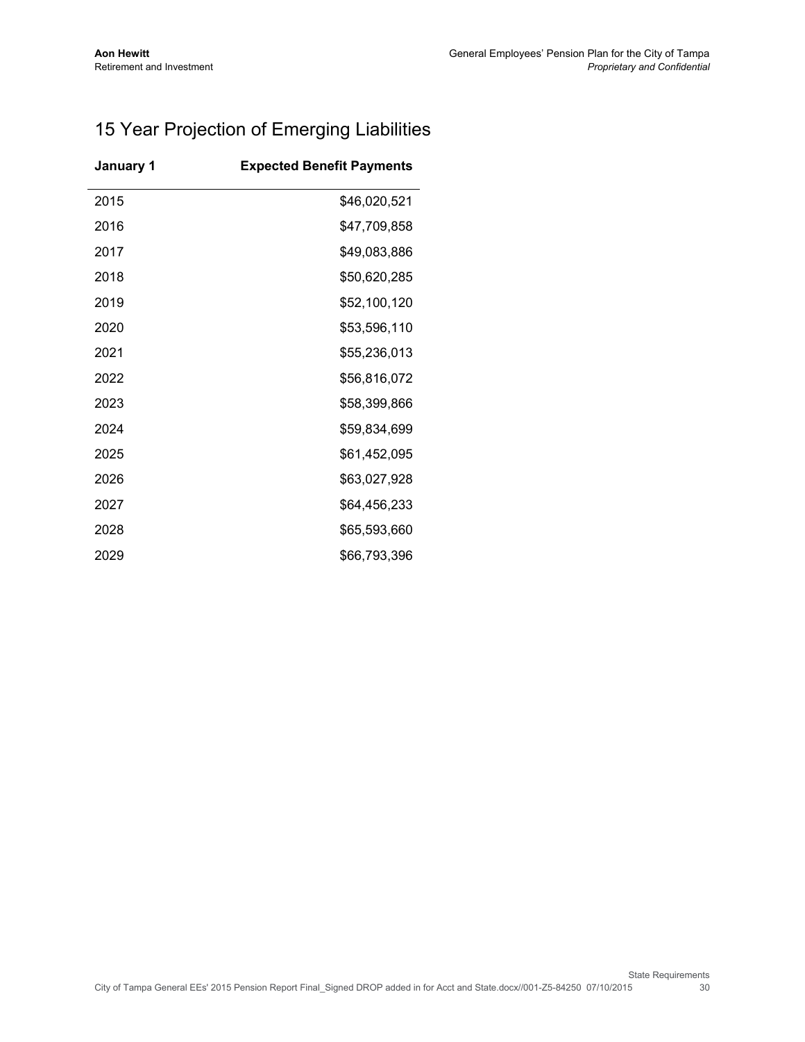# 15 Year Projection of Emerging Liabilities

| January 1 | Expected Benefit Payments |
|---|---:|
| 2015 | $46,020,521 |
| 2016 | $47,709,858 |
| 2017 | $49,083,886 |
| 2018 | $50,620,285 |
| 2019 | $52,100,120 |
| 2020 | $53,596,110 |
| 2021 | $55,236,013 |
| 2022 | $56,816,072 |
| 2023 | $58,399,866 |
| 2024 | $59,834,699 |
| 2025 | $61,452,095 |
| 2026 | $63,027,928 |
| 2027 | $64,456,233 |
| 2028 | $65,593,660 |
| 2029 | $66,793,396 |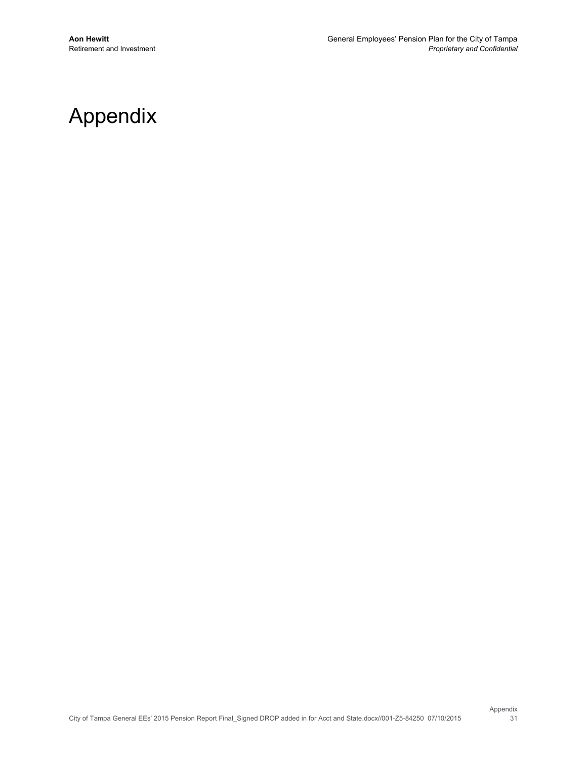# Appendix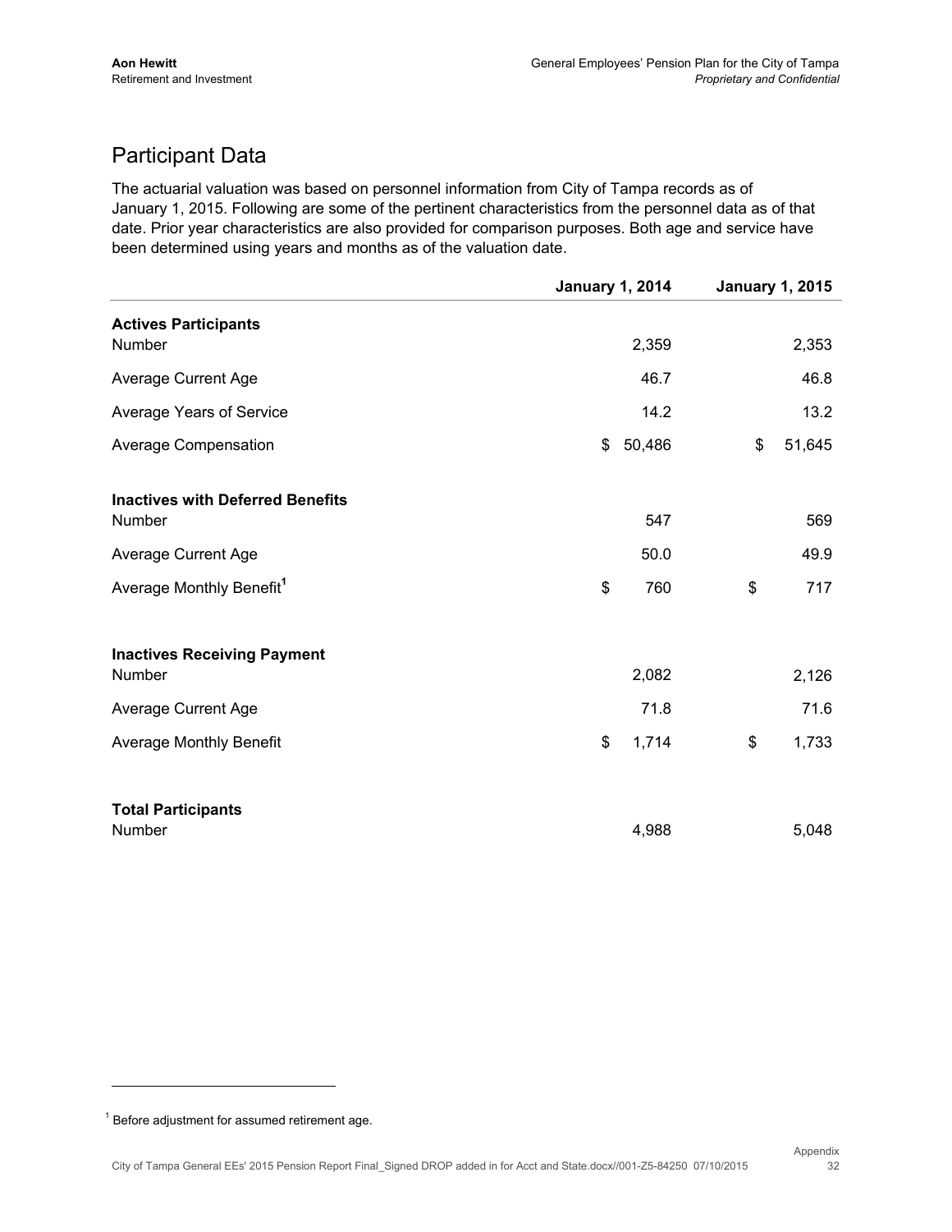## Participant Data

The actuarial valuation was based on personnel information from City of Tampa records as of January 1, 2015. Following are some of the pertinent characteristics from the personnel data as of that date. Prior year characteristics are also provided for comparison purposes. Both age and service have been determined using years and months as of the valuation date.

| | January 1, 2014 | January 1, 2015 |
|---|---|---|
| **Actives Participants** | | |
| Number | 2,359 | 2,353 |
| Average Current Age | 46.7 | 46.8 |
| Average Years of Service | 14.2 | 13.2 |
| Average Compensation | $ 50,486 | $ 51,645 |
| **Inactives with Deferred Benefits** | | |
| Number | 547 | 569 |
| Average Current Age | 50.0 | 49.9 |
| Average Monthly Benefit[1] | $ 760 | $ 717 |
| **Inactives Receiving Payment** | | |
| Number | 2,082 | 2,126 |
| Average Current Age | 71.8 | 71.6 |
| Average Monthly Benefit | $ 1,714 | $ 1,733 |
| **Total Participants** | | |
| Number | 4,988 | 5,048 |

[1] Before adjustment for assumed retirement age.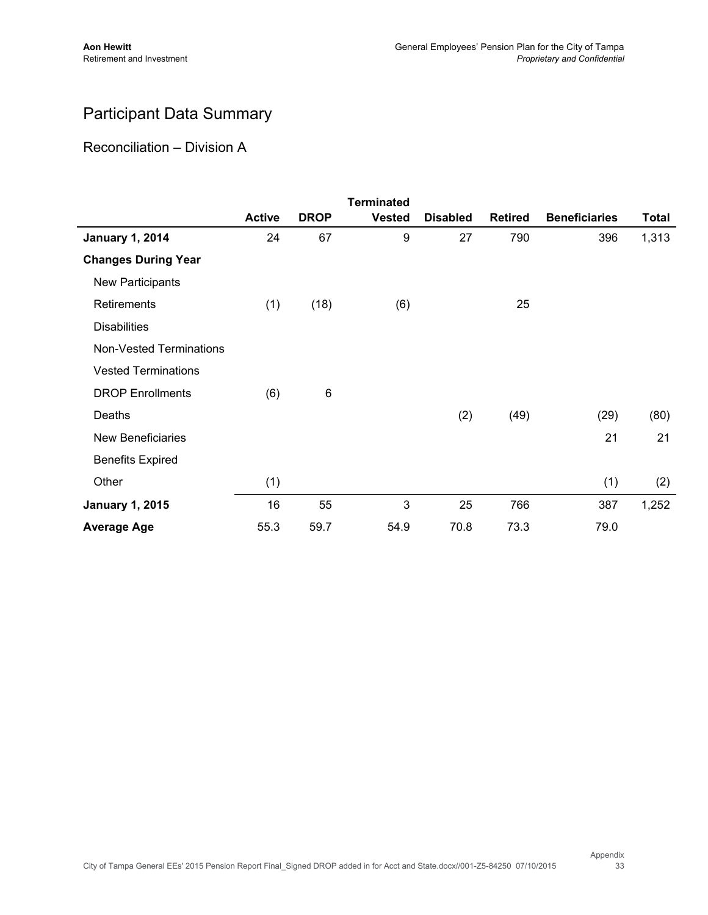# Participant Data Summary

## Reconciliation – Division A

| | Active | DROP | Terminated Vested | Disabled | Retired | Beneficiaries | Total |
|---|---|---|---|---|---|---|---|
| **January 1, 2014** | 24 | 67 | 9 | 27 | 790 | 396 | 1,313 |
| **Changes During Year** | | | | | | | |
| New Participants | | | | | | | |
| Retirements | (1) | (18) | (6) | | 25 | | |
| Disabilities | | | | | | | |
| Non-Vested Terminations | | | | | | | |
| Vested Terminations | | | | | | | |
| DROP Enrollments | (6) | 6 | | | | | |
| Deaths | | | | (2) | (49) | (29) | (80) |
| New Beneficiaries | | | | | | 21 | 21 |
| Benefits Expired | | | | | | | |
| Other | (1) | | | | | (1) | (2) |
| **January 1, 2015** | 16 | 55 | 3 | 25 | 766 | 387 | 1,252 |
| **Average Age** | 55.3 | 59.7 | 54.9 | 70.8 | 73.3 | 79.0 | |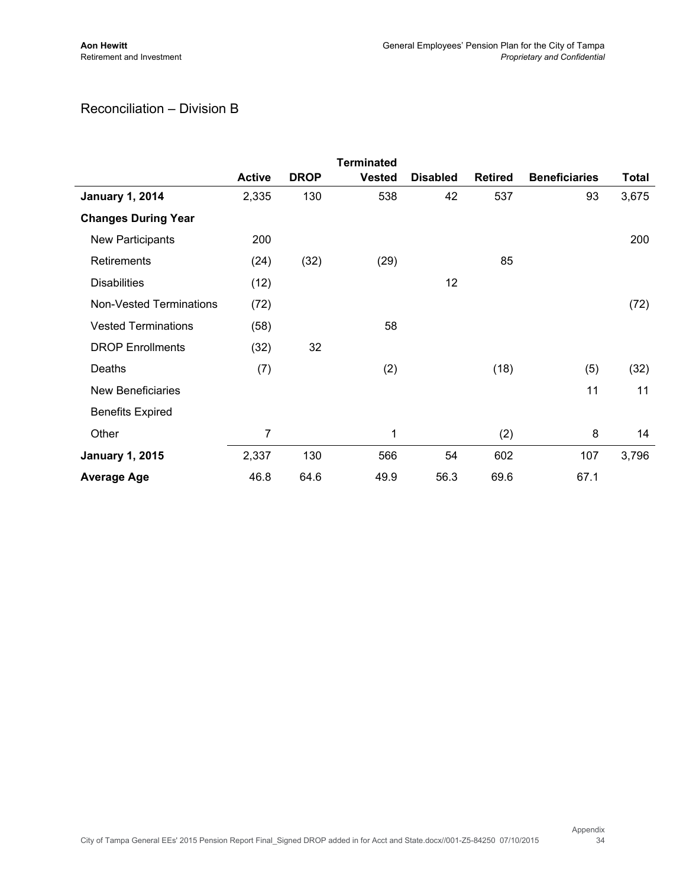## Reconciliation – Division B

| | Active | DROP | Terminated Vested | Disabled | Retired | Beneficiaries | Total |
|---|---|---|---|---|---|---|---|
| **January 1, 2014** | 2,335 | 130 | 538 | 42 | 537 | 93 | 3,675 |
| **Changes During Year** | | | | | | | |
| New Participants | 200 | | | | | | 200 |
| Retirements | (24) | (32) | (29) | | 85 | | |
| Disabilities | (12) | | | 12 | | | |
| Non-Vested Terminations | (72) | | | | | | (72) |
| Vested Terminations | (58) | | 58 | | | | |
| DROP Enrollments | (32) | 32 | | | | | |
| Deaths | (7) | | (2) | | (18) | (5) | (32) |
| New Beneficiaries | | | | | | 11 | 11 |
| Benefits Expired | | | | | | | |
| Other | 7 | | 1 | | (2) | 8 | 14 |
| **January 1, 2015** | 2,337 | 130 | 566 | 54 | 602 | 107 | 3,796 |
| **Average Age** | 46.8 | 64.6 | 49.9 | 56.3 | 69.6 | 67.1 | |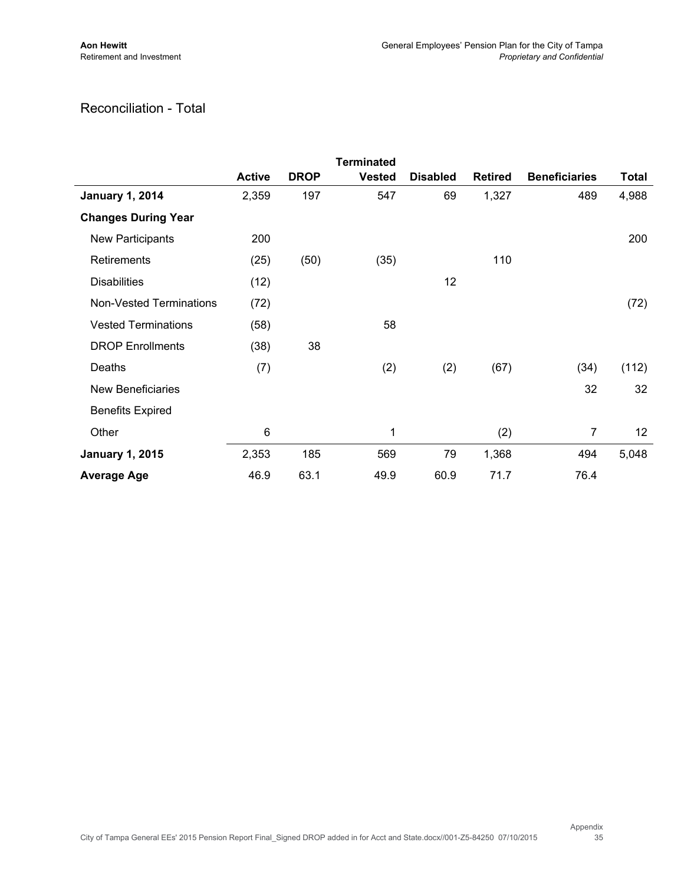## Reconciliation - Total

| | Active | DROP | Terminated Vested | Disabled | Retired | Beneficiaries | Total |
|---|---|---|---|---|---|---|---|
| **January 1, 2014** | 2,359 | 197 | 547 | 69 | 1,327 | 489 | 4,988 |
| **Changes During Year** | | | | | | | |
| New Participants | 200 | | | | | | 200 |
| Retirements | (25) | (50) | (35) | | 110 | | |
| Disabilities | (12) | | | 12 | | | |
| Non-Vested Terminations | (72) | | | | | | (72) |
| Vested Terminations | (58) | | 58 | | | | |
| DROP Enrollments | (38) | 38 | | | | | |
| Deaths | (7) | | (2) | (2) | (67) | (34) | (112) |
| New Beneficiaries | | | | | | 32 | 32 |
| Benefits Expired | | | | | | | |
| Other | 6 | | 1 | | (2) | 7 | 12 |
| **January 1, 2015** | 2,353 | 185 | 569 | 79 | 1,368 | 494 | 5,048 |
| **Average Age** | 46.9 | 63.1 | 49.9 | 60.9 | 71.7 | 76.4 | |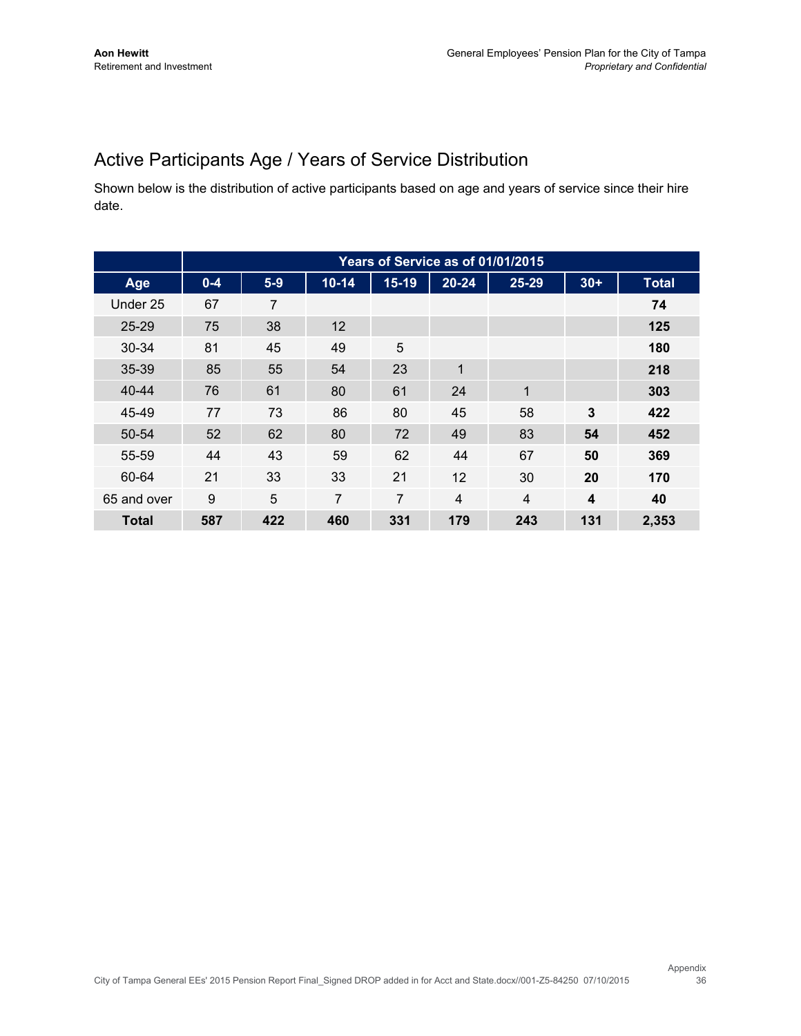## Active Participants Age / Years of Service Distribution

Shown below is the distribution of active participants based on age and years of service since their hire date.

| | Years of Service as of 01/01/2015 | | | | | | | |
|---|---|---|---|---|---|---|---|---|
| **Age** | **0-4** | **5-9** | **10-14** | **15-19** | **20-24** | **25-29** | **30+** | **Total** |
| Under 25 | 67 | 7 | | | | | | **74** |
| 25-29 | 75 | 38 | 12 | | | | | **125** |
| 30-34 | 81 | 45 | 49 | 5 | | | | **180** |
| 35-39 | 85 | 55 | 54 | 23 | 1 | | | **218** |
| 40-44 | 76 | 61 | 80 | 61 | 24 | 1 | | **303** |
| 45-49 | 77 | 73 | 86 | 80 | 45 | 58 | **3** | **422** |
| 50-54 | 52 | 62 | 80 | 72 | 49 | 83 | **54** | **452** |
| 55-59 | 44 | 43 | 59 | 62 | 44 | 67 | **50** | **369** |
| 60-64 | 21 | 33 | 33 | 21 | 12 | 30 | **20** | **170** |
| 65 and over | 9 | 5 | 7 | 7 | 4 | 4 | **4** | **40** |
| **Total** | **587** | **422** | **460** | **331** | **179** | **243** | **131** | **2,353** |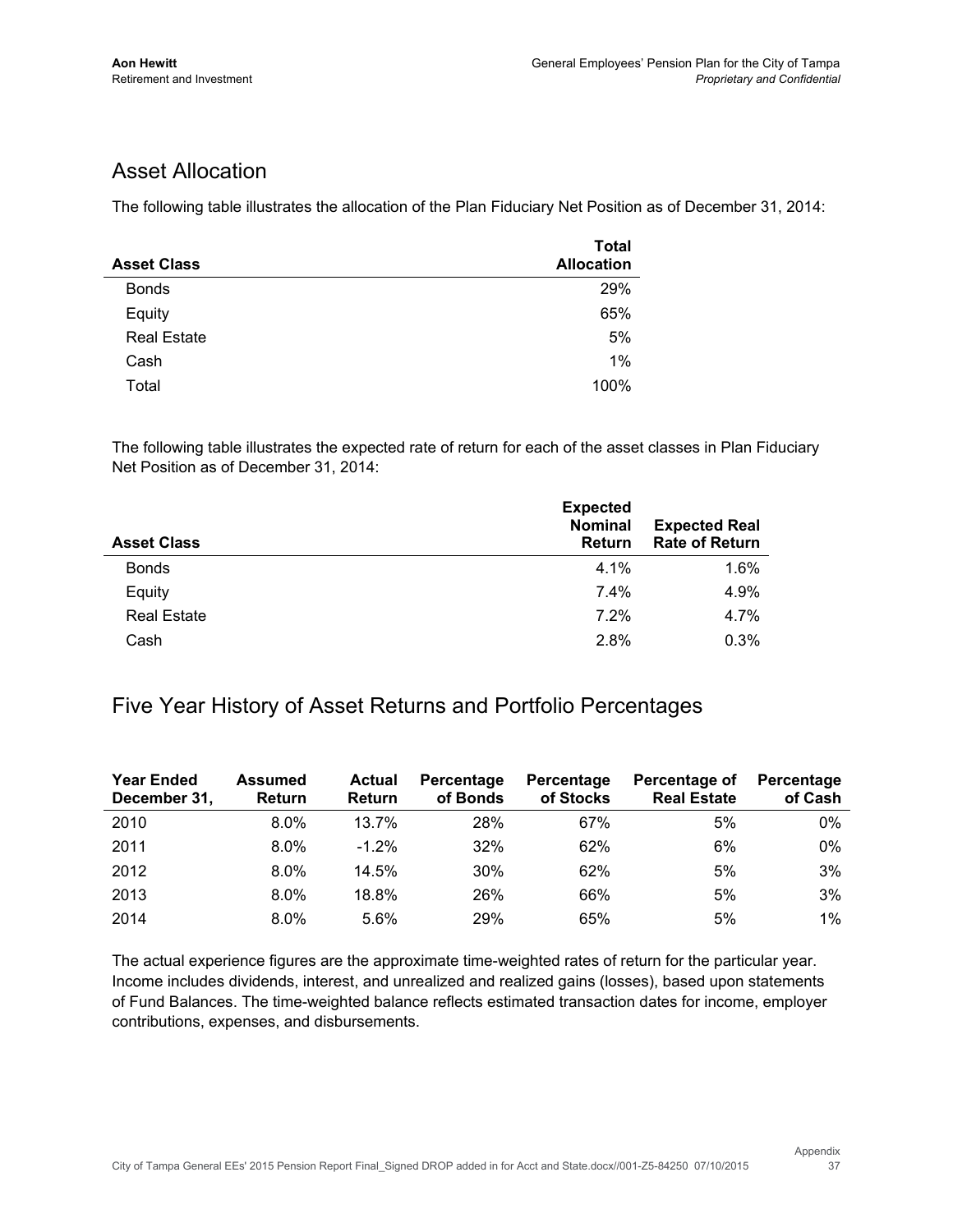## Asset Allocation

The following table illustrates the allocation of the Plan Fiduciary Net Position as of December 31, 2014:

| Asset Class | Total Allocation |
|---|---|
| Bonds | 29% |
| Equity | 65% |
| Real Estate | 5% |
| Cash | 1% |
| Total | 100% |

The following table illustrates the expected rate of return for each of the asset classes in Plan Fiduciary Net Position as of December 31, 2014:

| Asset Class | Expected Nominal Return | Expected Real Rate of Return |
|---|---|---|
| Bonds | 4.1% | 1.6% |
| Equity | 7.4% | 4.9% |
| Real Estate | 7.2% | 4.7% |
| Cash | 2.8% | 0.3% |

## Five Year History of Asset Returns and Portfolio Percentages

| Year Ended December 31, | Assumed Return | Actual Return | Percentage of Bonds | Percentage of Stocks | Percentage of Real Estate | Percentage of Cash |
|---|---|---|---|---|---|---|
| 2010 | 8.0% | 13.7% | 28% | 67% | 5% | 0% |
| 2011 | 8.0% | -1.2% | 32% | 62% | 6% | 0% |
| 2012 | 8.0% | 14.5% | 30% | 62% | 5% | 3% |
| 2013 | 8.0% | 18.8% | 26% | 66% | 5% | 3% |
| 2014 | 8.0% | 5.6% | 29% | 65% | 5% | 1% |

The actual experience figures are the approximate time-weighted rates of return for the particular year. Income includes dividends, interest, and unrealized and realized gains (losses), based upon statements of Fund Balances. The time-weighted balance reflects estimated transaction dates for income, employer contributions, expenses, and disbursements.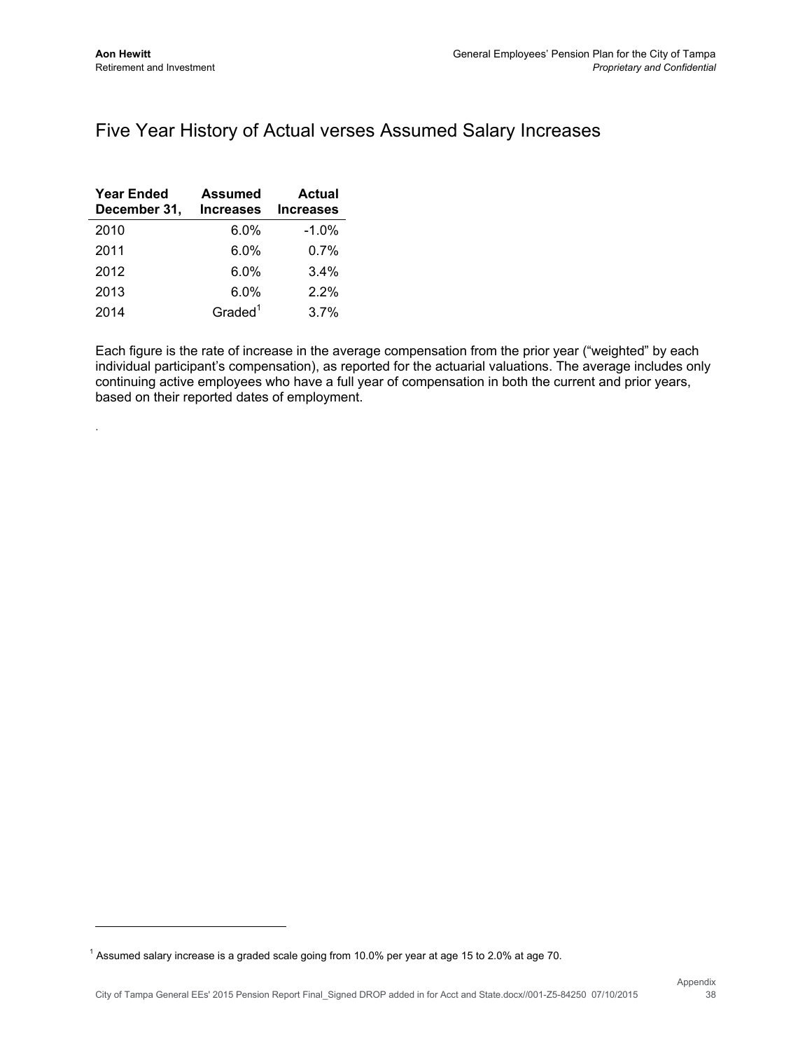# Five Year History of Actual verses Assumed Salary Increases

| Year Ended December 31, | Assumed Increases | Actual Increases |
|---|---|---|
| 2010 | 6.0% | -1.0% |
| 2011 | 6.0% | 0.7% |
| 2012 | 6.0% | 3.4% |
| 2013 | 6.0% | 2.2% |
| 2014 | Graded[1] | 3.7% |

Each figure is the rate of increase in the average compensation from the prior year ("weighted" by each individual participant's compensation), as reported for the actuarial valuations. The average includes only continuing active employees who have a full year of compensation in both the current and prior years, based on their reported dates of employment.

.

[1] Assumed salary increase is a graded scale going from 10.0% per year at age 15 to 2.0% at age 70.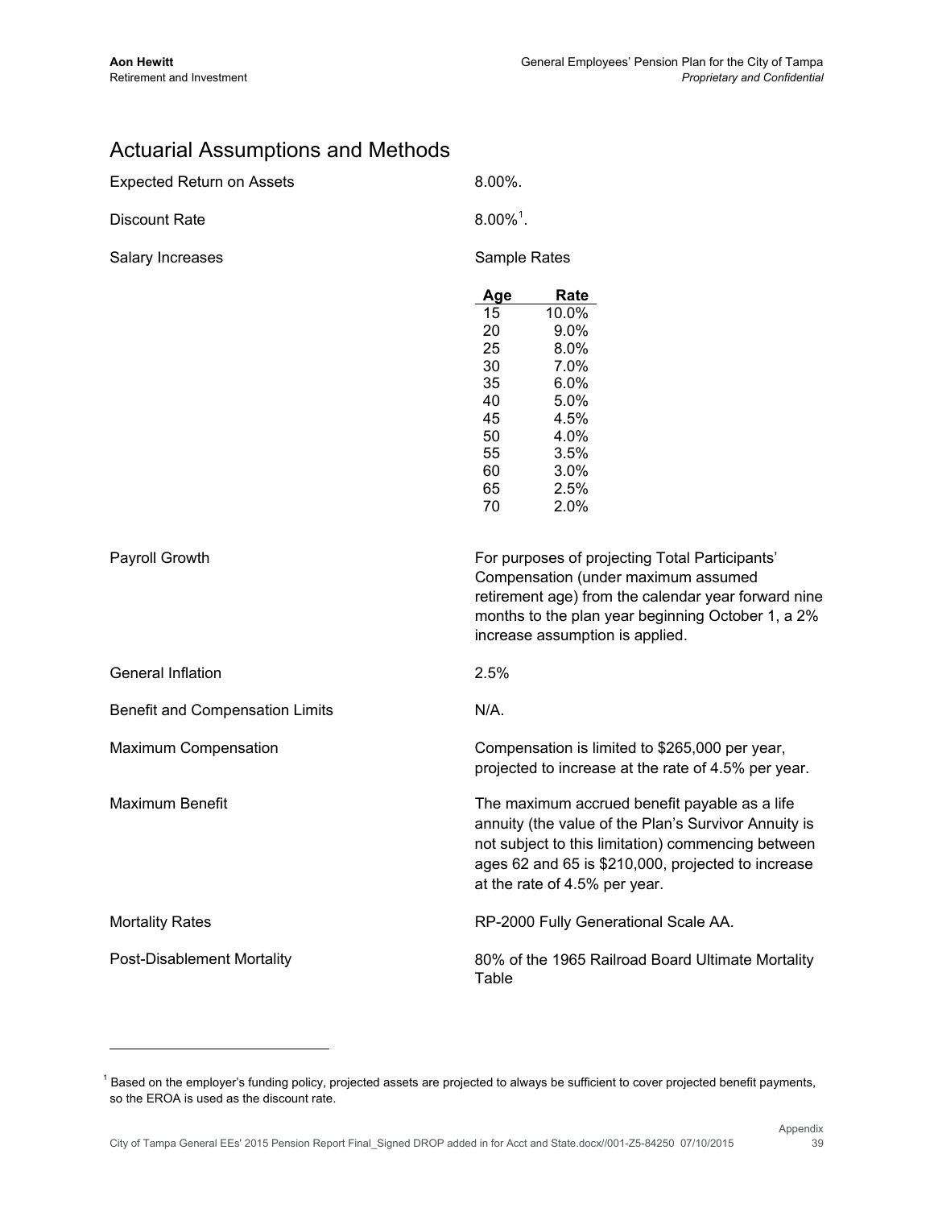# Actuarial Assumptions and Methods

Expected Return on Assets: 8.00%.

Discount Rate: 8.00%[1].

Salary Increases: Sample Rates

| Age | Rate |
|---|---|
| 15 | 10.0% |
| 20 | 9.0% |
| 25 | 8.0% |
| 30 | 7.0% |
| 35 | 6.0% |
| 40 | 5.0% |
| 45 | 4.5% |
| 50 | 4.0% |
| 55 | 3.5% |
| 60 | 3.0% |
| 65 | 2.5% |
| 70 | 2.0% |

Payroll Growth: For purposes of projecting Total Participants' Compensation (under maximum assumed retirement age) from the calendar year forward nine months to the plan year beginning October 1, a 2% increase assumption is applied.

General Inflation: 2.5%

Benefit and Compensation Limits: N/A.

Maximum Compensation: Compensation is limited to $265,000 per year, projected to increase at the rate of 4.5% per year.

Maximum Benefit: The maximum accrued benefit payable as a life annuity (the value of the Plan's Survivor Annuity is not subject to this limitation) commencing between ages 62 and 65 is $210,000, projected to increase at the rate of 4.5% per year.

Mortality Rates: RP-2000 Fully Generational Scale AA.

Post-Disablement Mortality: 80% of the 1965 Railroad Board Ultimate Mortality Table

---

[1] Based on the employer's funding policy, projected assets are projected to always be sufficient to cover projected benefit payments, so the EROA is used as the discount rate.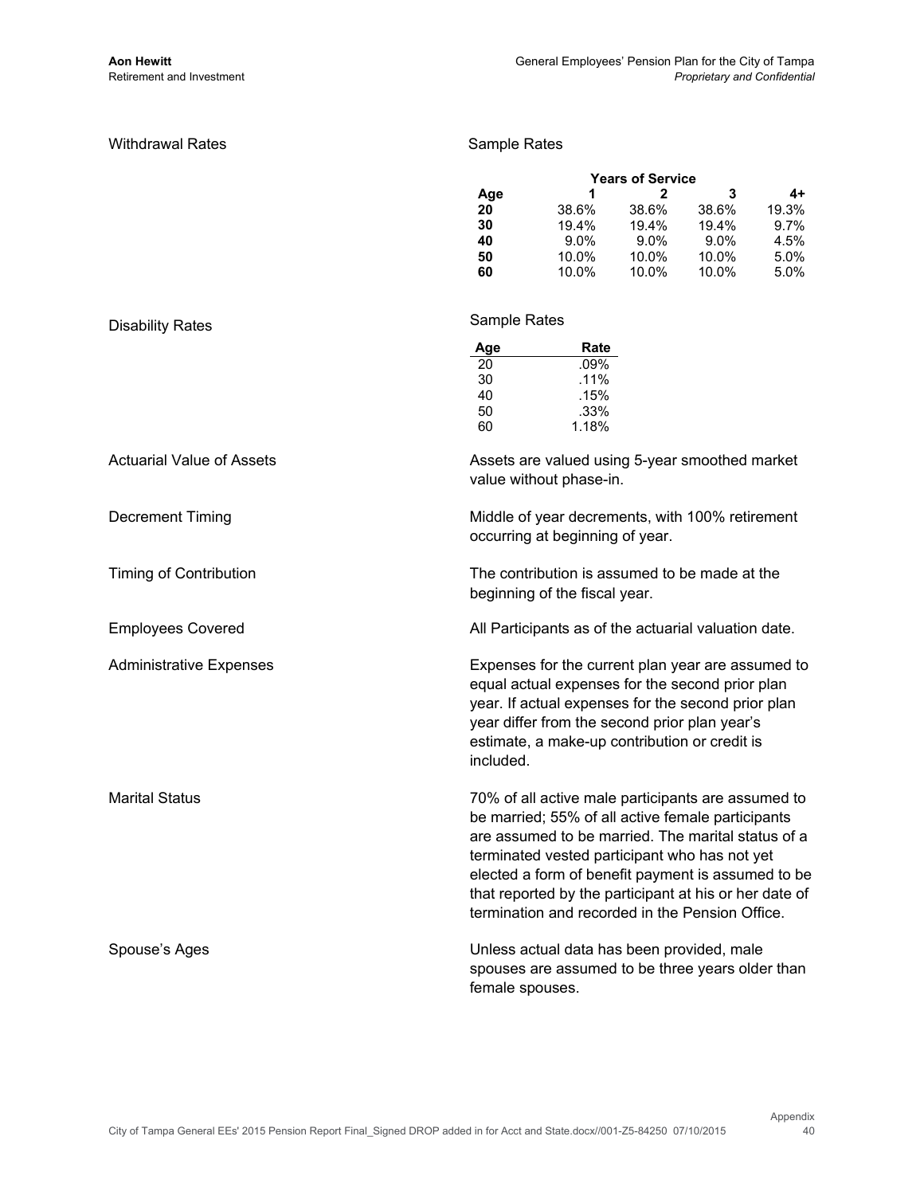**Withdrawal Rates**

Sample Rates

| | Years of Service | | | |
|---|---|---|---|---|
| **Age** | **1** | **2** | **3** | **4+** |
| **20** | 38.6% | 38.6% | 38.6% | 19.3% |
| **30** | 19.4% | 19.4% | 19.4% | 9.7% |
| **40** | 9.0% | 9.0% | 9.0% | 4.5% |
| **50** | 10.0% | 10.0% | 10.0% | 5.0% |
| **60** | 10.0% | 10.0% | 10.0% | 5.0% |

**Disability Rates**

Sample Rates

| Age | Rate |
|---|---|
| 20 | .09% |
| 30 | .11% |
| 40 | .15% |
| 50 | .33% |
| 60 | 1.18% |

**Actuarial Value of Assets**

Assets are valued using 5-year smoothed market value without phase-in.

**Decrement Timing**

Middle of year decrements, with 100% retirement occurring at beginning of year.

**Timing of Contribution**

The contribution is assumed to be made at the beginning of the fiscal year.

**Employees Covered**

All Participants as of the actuarial valuation date.

**Administrative Expenses**

Expenses for the current plan year are assumed to equal actual expenses for the second prior plan year. If actual expenses for the second prior plan year differ from the second prior plan year's estimate, a make-up contribution or credit is included.

**Marital Status**

70% of all active male participants are assumed to be married; 55% of all active female participants are assumed to be married. The marital status of a terminated vested participant who has not yet elected a form of benefit payment is assumed to be that reported by the participant at his or her date of termination and recorded in the Pension Office.

**Spouse's Ages**

Unless actual data has been provided, male spouses are assumed to be three years older than female spouses.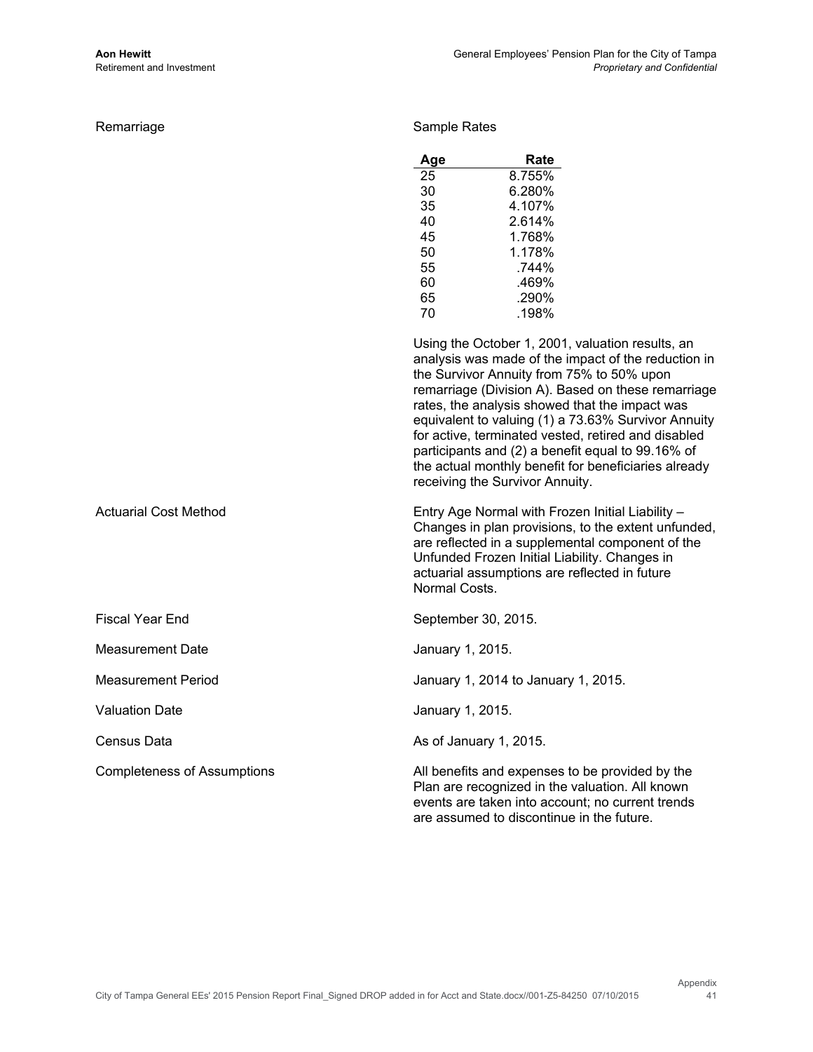**Remarriage**

Sample Rates

| Age | Rate |
|---|---|
| 25 | 8.755% |
| 30 | 6.280% |
| 35 | 4.107% |
| 40 | 2.614% |
| 45 | 1.768% |
| 50 | 1.178% |
| 55 | .744% |
| 60 | .469% |
| 65 | .290% |
| 70 | .198% |

Using the October 1, 2001, valuation results, an analysis was made of the impact of the reduction in the Survivor Annuity from 75% to 50% upon remarriage (Division A). Based on these remarriage rates, the analysis showed that the impact was equivalent to valuing (1) a 73.63% Survivor Annuity for active, terminated vested, retired and disabled participants and (2) a benefit equal to 99.16% of the actual monthly benefit for beneficiaries already receiving the Survivor Annuity.

**Actuarial Cost Method**

Entry Age Normal with Frozen Initial Liability – Changes in plan provisions, to the extent unfunded, are reflected in a supplemental component of the Unfunded Frozen Initial Liability. Changes in actuarial assumptions are reflected in future Normal Costs.

**Fiscal Year End**

September 30, 2015.

**Measurement Date**

January 1, 2015.

**Measurement Period**

January 1, 2014 to January 1, 2015.

**Valuation Date**

January 1, 2015.

**Census Data**

As of January 1, 2015.

**Completeness of Assumptions**

All benefits and expenses to be provided by the Plan are recognized in the valuation. All known events are taken into account; no current trends are assumed to discontinue in the future.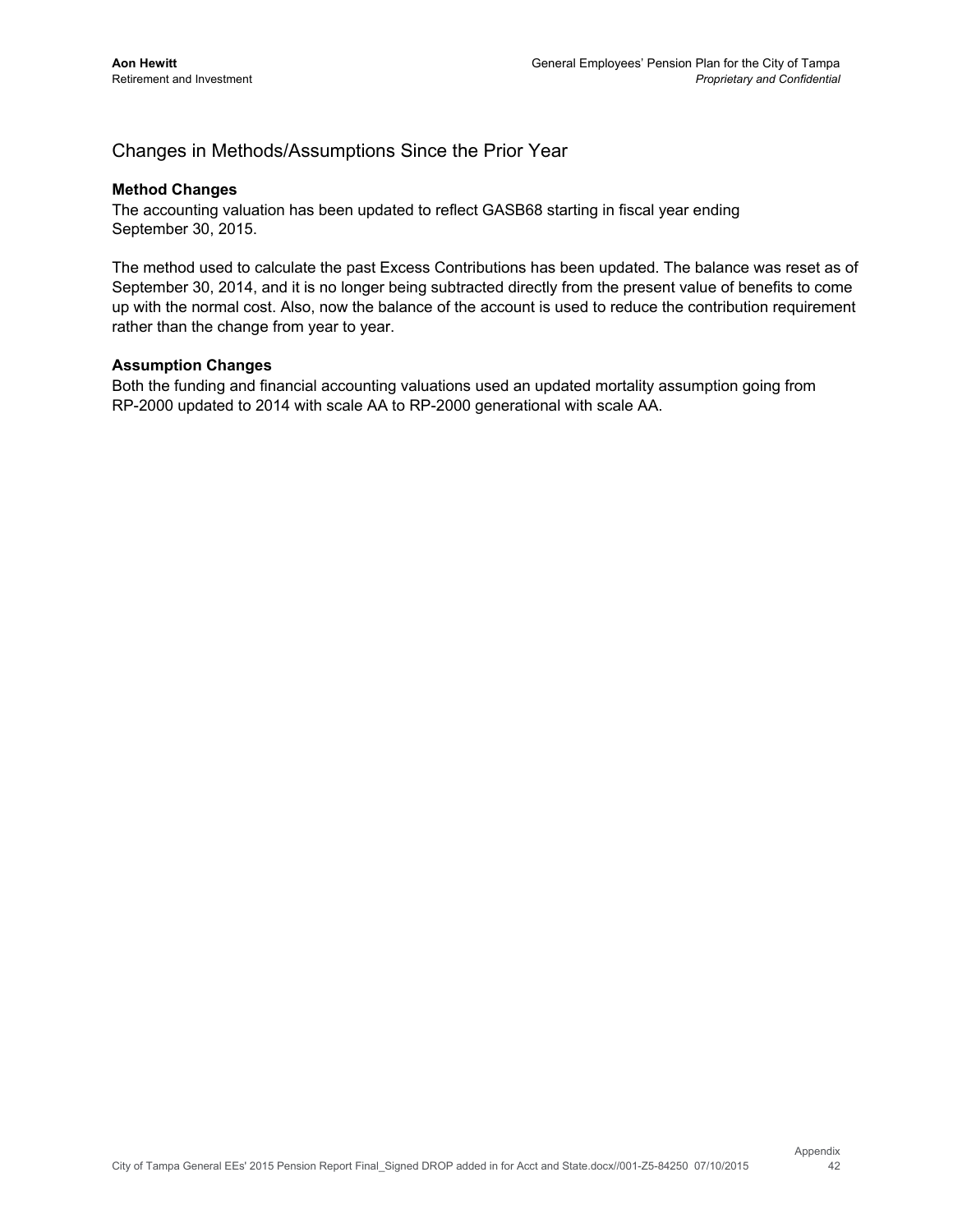## Changes in Methods/Assumptions Since the Prior Year

**Method Changes**

The accounting valuation has been updated to reflect GASB68 starting in fiscal year ending September 30, 2015.

The method used to calculate the past Excess Contributions has been updated. The balance was reset as of September 30, 2014, and it is no longer being subtracted directly from the present value of benefits to come up with the normal cost. Also, now the balance of the account is used to reduce the contribution requirement rather than the change from year to year.

**Assumption Changes**

Both the funding and financial accounting valuations used an updated mortality assumption going from RP-2000 updated to 2014 with scale AA to RP-2000 generational with scale AA.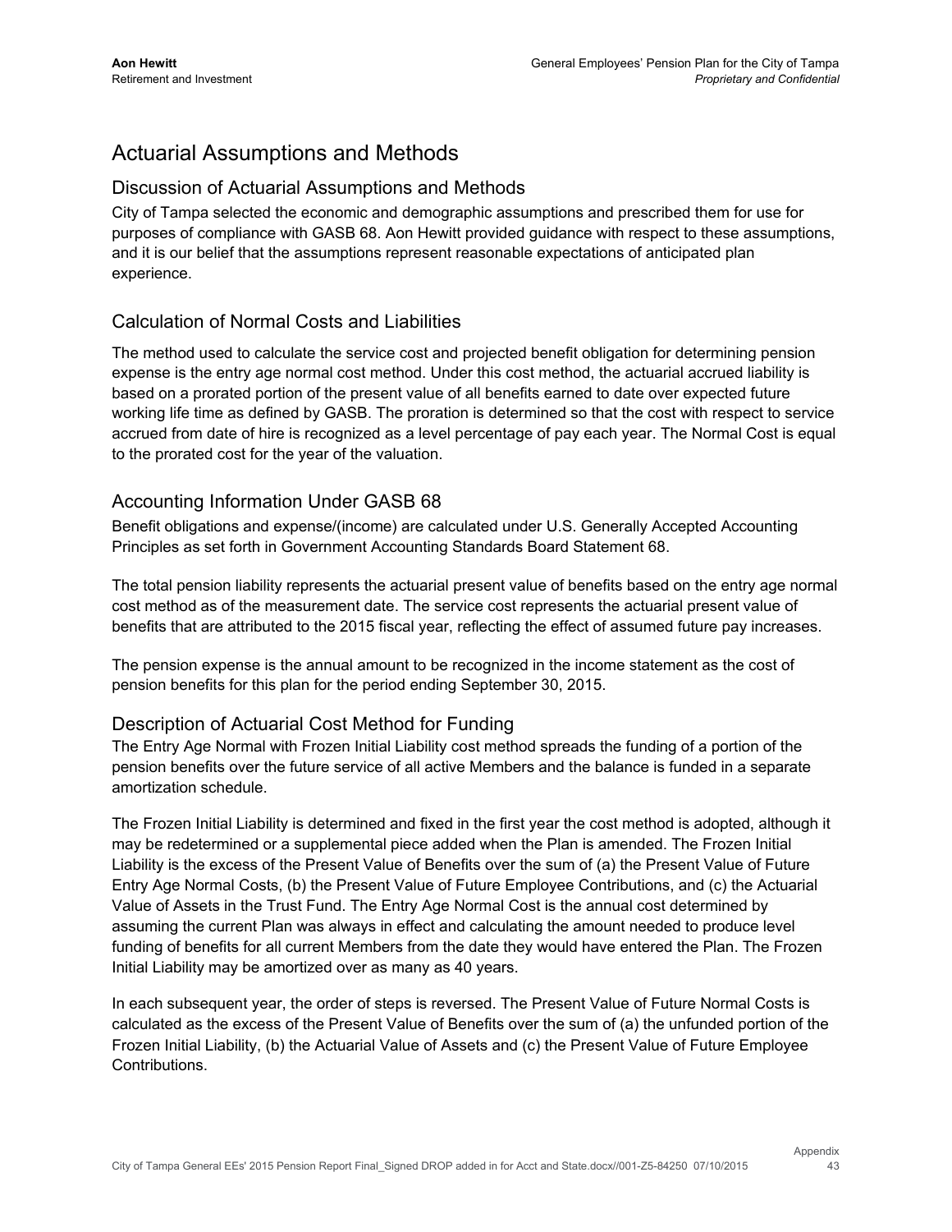# Actuarial Assumptions and Methods

## Discussion of Actuarial Assumptions and Methods

City of Tampa selected the economic and demographic assumptions and prescribed them for use for purposes of compliance with GASB 68. Aon Hewitt provided guidance with respect to these assumptions, and it is our belief that the assumptions represent reasonable expectations of anticipated plan experience.

## Calculation of Normal Costs and Liabilities

The method used to calculate the service cost and projected benefit obligation for determining pension expense is the entry age normal cost method. Under this cost method, the actuarial accrued liability is based on a prorated portion of the present value of all benefits earned to date over expected future working life time as defined by GASB. The proration is determined so that the cost with respect to service accrued from date of hire is recognized as a level percentage of pay each year. The Normal Cost is equal to the prorated cost for the year of the valuation.

## Accounting Information Under GASB 68

Benefit obligations and expense/(income) are calculated under U.S. Generally Accepted Accounting Principles as set forth in Government Accounting Standards Board Statement 68.

The total pension liability represents the actuarial present value of benefits based on the entry age normal cost method as of the measurement date. The service cost represents the actuarial present value of benefits that are attributed to the 2015 fiscal year, reflecting the effect of assumed future pay increases.

The pension expense is the annual amount to be recognized in the income statement as the cost of pension benefits for this plan for the period ending September 30, 2015.

## Description of Actuarial Cost Method for Funding

The Entry Age Normal with Frozen Initial Liability cost method spreads the funding of a portion of the pension benefits over the future service of all active Members and the balance is funded in a separate amortization schedule.

The Frozen Initial Liability is determined and fixed in the first year the cost method is adopted, although it may be redetermined or a supplemental piece added when the Plan is amended. The Frozen Initial Liability is the excess of the Present Value of Benefits over the sum of (a) the Present Value of Future Entry Age Normal Costs, (b) the Present Value of Future Employee Contributions, and (c) the Actuarial Value of Assets in the Trust Fund. The Entry Age Normal Cost is the annual cost determined by assuming the current Plan was always in effect and calculating the amount needed to produce level funding of benefits for all current Members from the date they would have entered the Plan. The Frozen Initial Liability may be amortized over as many as 40 years.

In each subsequent year, the order of steps is reversed. The Present Value of Future Normal Costs is calculated as the excess of the Present Value of Benefits over the sum of (a) the unfunded portion of the Frozen Initial Liability, (b) the Actuarial Value of Assets and (c) the Present Value of Future Employee Contributions.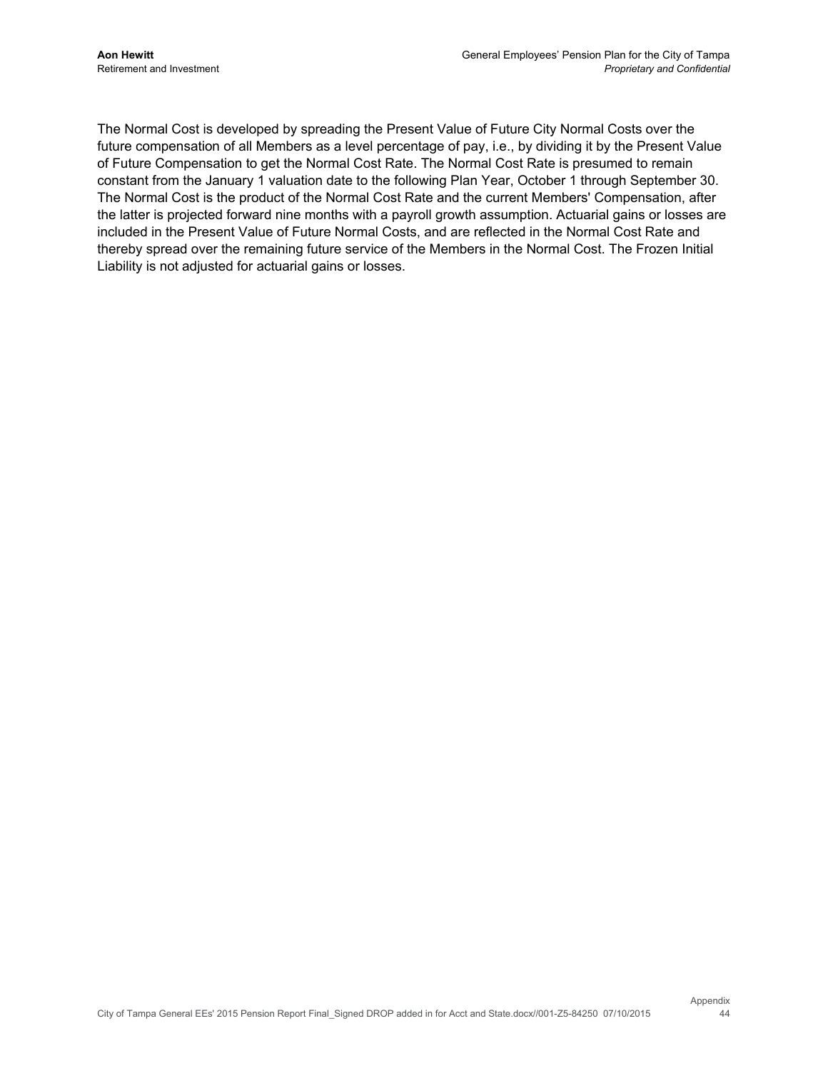The Normal Cost is developed by spreading the Present Value of Future City Normal Costs over the future compensation of all Members as a level percentage of pay, i.e., by dividing it by the Present Value of Future Compensation to get the Normal Cost Rate. The Normal Cost Rate is presumed to remain constant from the January 1 valuation date to the following Plan Year, October 1 through September 30. The Normal Cost is the product of the Normal Cost Rate and the current Members' Compensation, after the latter is projected forward nine months with a payroll growth assumption. Actuarial gains or losses are included in the Present Value of Future Normal Costs, and are reflected in the Normal Cost Rate and thereby spread over the remaining future service of the Members in the Normal Cost. The Frozen Initial Liability is not adjusted for actuarial gains or losses.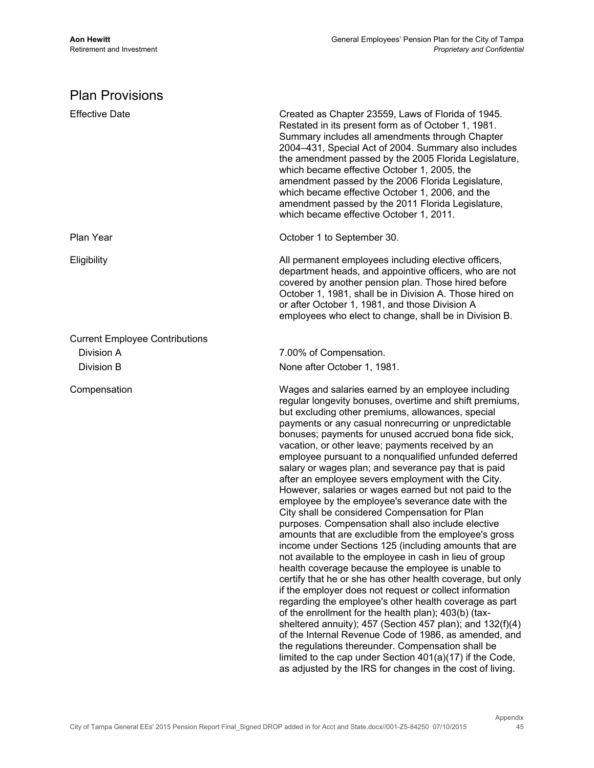## Plan Provisions

| | |
|---|---|
| Effective Date | Created as Chapter 23559, Laws of Florida of 1945. Restated in its present form as of October 1, 1981. Summary includes all amendments through Chapter 2004–431, Special Act of 2004. Summary also includes the amendment passed by the 2005 Florida Legislature, which became effective October 1, 2005, the amendment passed by the 2006 Florida Legislature, which became effective October 1, 2006, and the amendment passed by the 2011 Florida Legislature, which became effective October 1, 2011. |
| Plan Year | October 1 to September 30. |
| Eligibility | All permanent employees including elective officers, department heads, and appointive officers, who are not covered by another pension plan. Those hired before October 1, 1981, shall be in Division A. Those hired on or after October 1, 1981, and those Division A employees who elect to change, shall be in Division B. |
| Current Employee Contributions | |
| Division A | 7.00% of Compensation. |
| Division B | None after October 1, 1981. |
| Compensation | Wages and salaries earned by an employee including regular longevity bonuses, overtime and shift premiums, but excluding other premiums, allowances, special payments or any casual nonrecurring or unpredictable bonuses; payments for unused accrued bona fide sick, vacation, or other leave; payments received by an employee pursuant to a nonqualified unfunded deferred salary or wages plan; and severance pay that is paid after an employee severs employment with the City. However, salaries or wages earned but not paid to the employee by the employee's severance date with the City shall be considered Compensation for Plan purposes. Compensation shall also include elective amounts that are excludible from the employee's gross income under Sections 125 (including amounts that are not available to the employee in cash in lieu of group health coverage because the employee is unable to certify that he or she has other health coverage, but only if the employer does not request or collect information regarding the employee's other health coverage as part of the enrollment for the health plan); 403(b) (tax-sheltered annuity); 457 (Section 457 plan); and 132(f)(4) of the Internal Revenue Code of 1986, as amended, and the regulations thereunder. Compensation shall be limited to the cap under Section 401(a)(17) if the Code, as adjusted by the IRS for changes in the cost of living. |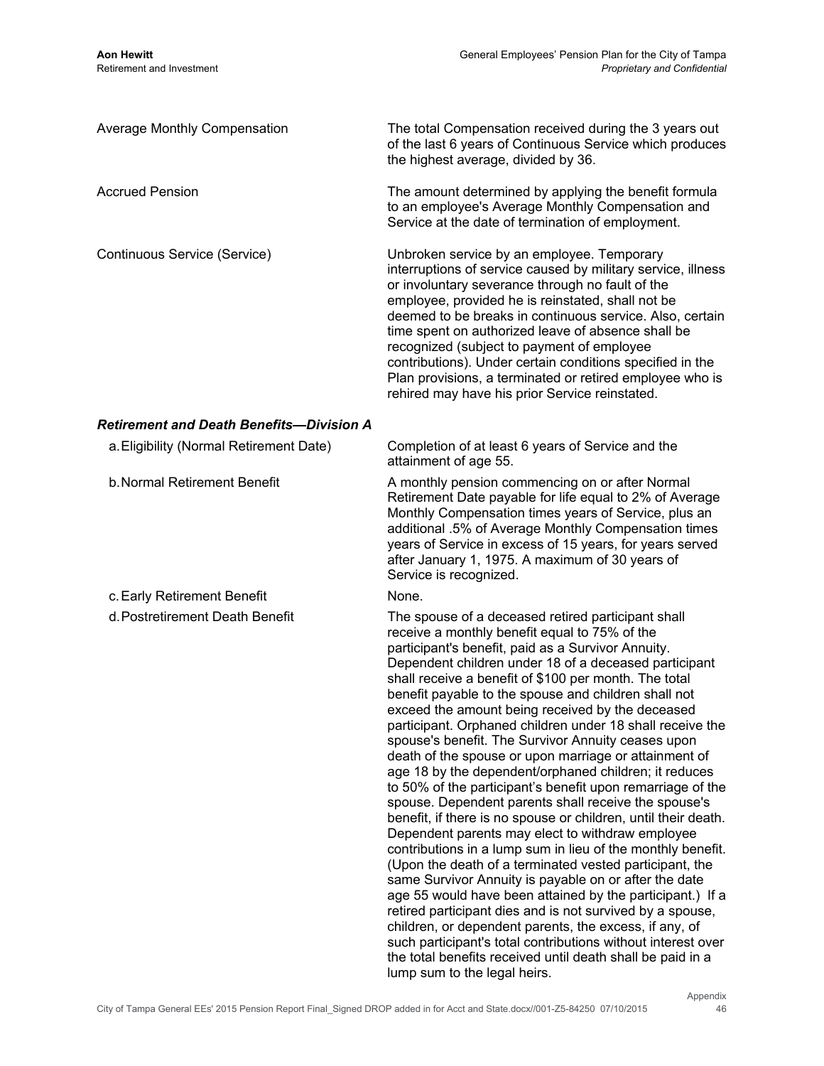| | |
|---|---|
| Average Monthly Compensation | The total Compensation received during the 3 years out of the last 6 years of Continuous Service which produces the highest average, divided by 36. |
| Accrued Pension | The amount determined by applying the benefit formula to an employee's Average Monthly Compensation and Service at the date of termination of employment. |
| Continuous Service (Service) | Unbroken service by an employee. Temporary interruptions of service caused by military service, illness or involuntary severance through no fault of the employee, provided he is reinstated, shall not be deemed to be breaks in continuous service. Also, certain time spent on authorized leave of absence shall be recognized (subject to payment of employee contributions). Under certain conditions specified in the Plan provisions, a terminated or retired employee who is rehired may have his prior Service reinstated. |

***Retirement and Death Benefits—Division A***

| | |
|---|---|
| a. Eligibility (Normal Retirement Date) | Completion of at least 6 years of Service and the attainment of age 55. |
| b. Normal Retirement Benefit | A monthly pension commencing on or after Normal Retirement Date payable for life equal to 2% of Average Monthly Compensation times years of Service, plus an additional .5% of Average Monthly Compensation times years of Service in excess of 15 years, for years served after January 1, 1975. A maximum of 30 years of Service is recognized. |
| c. Early Retirement Benefit | None. |
| d. Postretirement Death Benefit | The spouse of a deceased retired participant shall receive a monthly benefit equal to 75% of the participant's benefit, paid as a Survivor Annuity. Dependent children under 18 of a deceased participant shall receive a benefit of $100 per month. The total benefit payable to the spouse and children shall not exceed the amount being received by the deceased participant. Orphaned children under 18 shall receive the spouse's benefit. The Survivor Annuity ceases upon death of the spouse or upon marriage or attainment of age 18 by the dependent/orphaned children; it reduces to 50% of the participant's benefit upon remarriage of the spouse. Dependent parents shall receive the spouse's benefit, if there is no spouse or children, until their death. Dependent parents may elect to withdraw employee contributions in a lump sum in lieu of the monthly benefit. (Upon the death of a terminated vested participant, the same Survivor Annuity is payable on or after the date age 55 would have been attained by the participant.) If a retired participant dies and is not survived by a spouse, children, or dependent parents, the excess, if any, of such participant's total contributions without interest over the total benefits received until death shall be paid in a lump sum to the legal heirs. |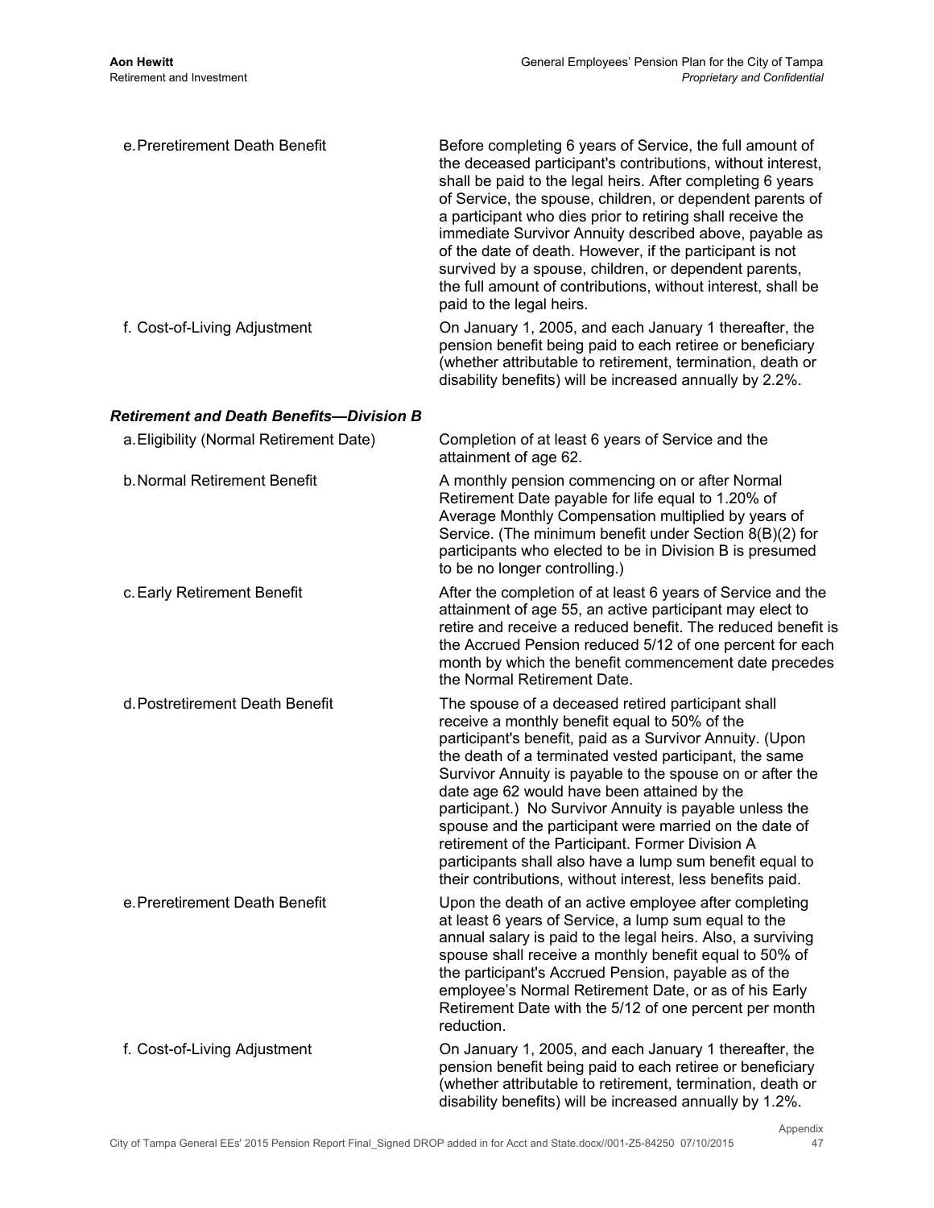e. Preretirement Death Benefit

Before completing 6 years of Service, the full amount of the deceased participant's contributions, without interest, shall be paid to the legal heirs. After completing 6 years of Service, the spouse, children, or dependent parents of a participant who dies prior to retiring shall receive the immediate Survivor Annuity described above, payable as of the date of death. However, if the participant is not survived by a spouse, children, or dependent parents, the full amount of contributions, without interest, shall be paid to the legal heirs.

f. Cost-of-Living Adjustment

On January 1, 2005, and each January 1 thereafter, the pension benefit being paid to each retiree or beneficiary (whether attributable to retirement, termination, death or disability benefits) will be increased annually by 2.2%.

### *Retirement and Death Benefits—Division B*

a. Eligibility (Normal Retirement Date)

Completion of at least 6 years of Service and the attainment of age 62.

b. Normal Retirement Benefit

A monthly pension commencing on or after Normal Retirement Date payable for life equal to 1.20% of Average Monthly Compensation multiplied by years of Service. (The minimum benefit under Section 8(B)(2) for participants who elected to be in Division B is presumed to be no longer controlling.)

c. Early Retirement Benefit

After the completion of at least 6 years of Service and the attainment of age 55, an active participant may elect to retire and receive a reduced benefit. The reduced benefit is the Accrued Pension reduced 5/12 of one percent for each month by which the benefit commencement date precedes the Normal Retirement Date.

d. Postretirement Death Benefit

The spouse of a deceased retired participant shall receive a monthly benefit equal to 50% of the participant's benefit, paid as a Survivor Annuity. (Upon the death of a terminated vested participant, the same Survivor Annuity is payable to the spouse on or after the date age 62 would have been attained by the participant.) No Survivor Annuity is payable unless the spouse and the participant were married on the date of retirement of the Participant. Former Division A participants shall also have a lump sum benefit equal to their contributions, without interest, less benefits paid.

e. Preretirement Death Benefit

Upon the death of an active employee after completing at least 6 years of Service, a lump sum equal to the annual salary is paid to the legal heirs. Also, a surviving spouse shall receive a monthly benefit equal to 50% of the participant's Accrued Pension, payable as of the employee's Normal Retirement Date, or as of his Early Retirement Date with the 5/12 of one percent per month reduction.

f. Cost-of-Living Adjustment

On January 1, 2005, and each January 1 thereafter, the pension benefit being paid to each retiree or beneficiary (whether attributable to retirement, termination, death or disability benefits) will be increased annually by 1.2%.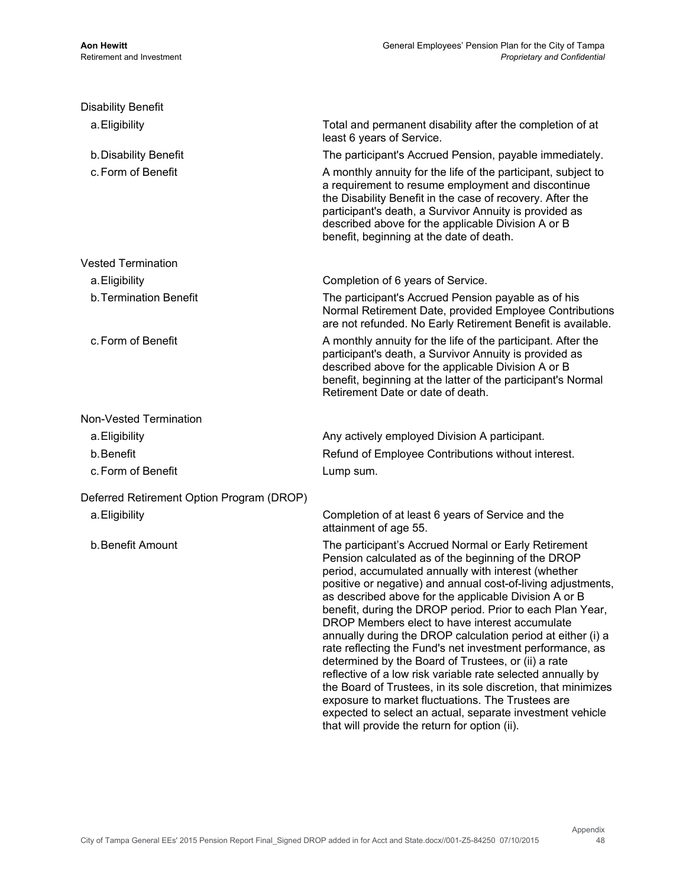Disability Benefit

| | |
|---|---|
| a. Eligibility | Total and permanent disability after the completion of at least 6 years of Service. |
| b. Disability Benefit | The participant's Accrued Pension, payable immediately. |
| c. Form of Benefit | A monthly annuity for the life of the participant, subject to a requirement to resume employment and discontinue the Disability Benefit in the case of recovery. After the participant's death, a Survivor Annuity is provided as described above for the applicable Division A or B benefit, beginning at the date of death. |

Vested Termination

| | |
|---|---|
| a. Eligibility | Completion of 6 years of Service. |
| b. Termination Benefit | The participant's Accrued Pension payable as of his Normal Retirement Date, provided Employee Contributions are not refunded. No Early Retirement Benefit is available. |
| c. Form of Benefit | A monthly annuity for the life of the participant. After the participant's death, a Survivor Annuity is provided as described above for the applicable Division A or B benefit, beginning at the latter of the participant's Normal Retirement Date or date of death. |

Non-Vested Termination

| | |
|---|---|
| a. Eligibility | Any actively employed Division A participant. |
| b. Benefit | Refund of Employee Contributions without interest. |
| c. Form of Benefit | Lump sum. |

Deferred Retirement Option Program (DROP)

| | |
|---|---|
| a. Eligibility | Completion of at least 6 years of Service and the attainment of age 55. |
| b. Benefit Amount | The participant's Accrued Normal or Early Retirement Pension calculated as of the beginning of the DROP period, accumulated annually with interest (whether positive or negative) and annual cost-of-living adjustments, as described above for the applicable Division A or B benefit, during the DROP period. Prior to each Plan Year, DROP Members elect to have interest accumulate annually during the DROP calculation period at either (i) a rate reflecting the Fund's net investment performance, as determined by the Board of Trustees, or (ii) a rate reflective of a low risk variable rate selected annually by the Board of Trustees, in its sole discretion, that minimizes exposure to market fluctuations. The Trustees are expected to select an actual, separate investment vehicle that will provide the return for option (ii). |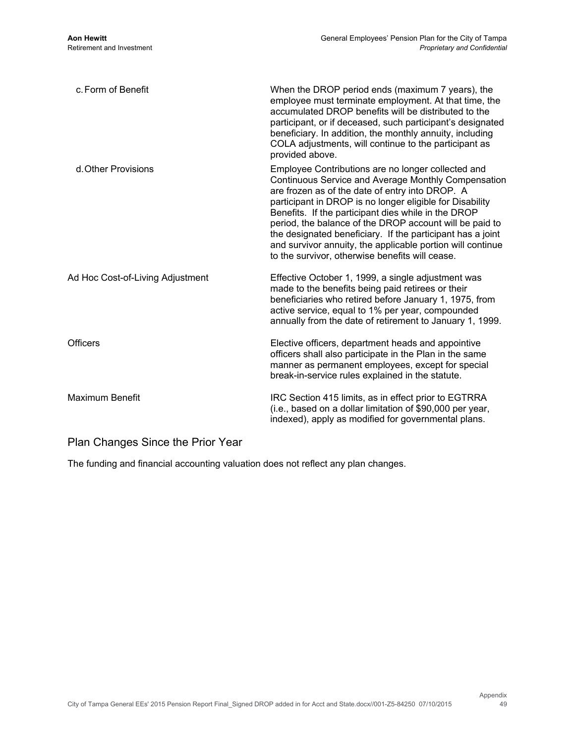| | |
|---|---|
| c. Form of Benefit | When the DROP period ends (maximum 7 years), the employee must terminate employment. At that time, the accumulated DROP benefits will be distributed to the participant, or if deceased, such participant's designated beneficiary. In addition, the monthly annuity, including COLA adjustments, will continue to the participant as provided above. |
| d. Other Provisions | Employee Contributions are no longer collected and Continuous Service and Average Monthly Compensation are frozen as of the date of entry into DROP. A participant in DROP is no longer eligible for Disability Benefits. If the participant dies while in the DROP period, the balance of the DROP account will be paid to the designated beneficiary. If the participant has a joint and survivor annuity, the applicable portion will continue to the survivor, otherwise benefits will cease. |
| Ad Hoc Cost-of-Living Adjustment | Effective October 1, 1999, a single adjustment was made to the benefits being paid retirees or their beneficiaries who retired before January 1, 1975, from active service, equal to 1% per year, compounded annually from the date of retirement to January 1, 1999. |
| Officers | Elective officers, department heads and appointive officers shall also participate in the Plan in the same manner as permanent employees, except for special break-in-service rules explained in the statute. |
| Maximum Benefit | IRC Section 415 limits, as in effect prior to EGTRRA (i.e., based on a dollar limitation of $90,000 per year, indexed), apply as modified for governmental plans. |

## Plan Changes Since the Prior Year

The funding and financial accounting valuation does not reflect any plan changes.